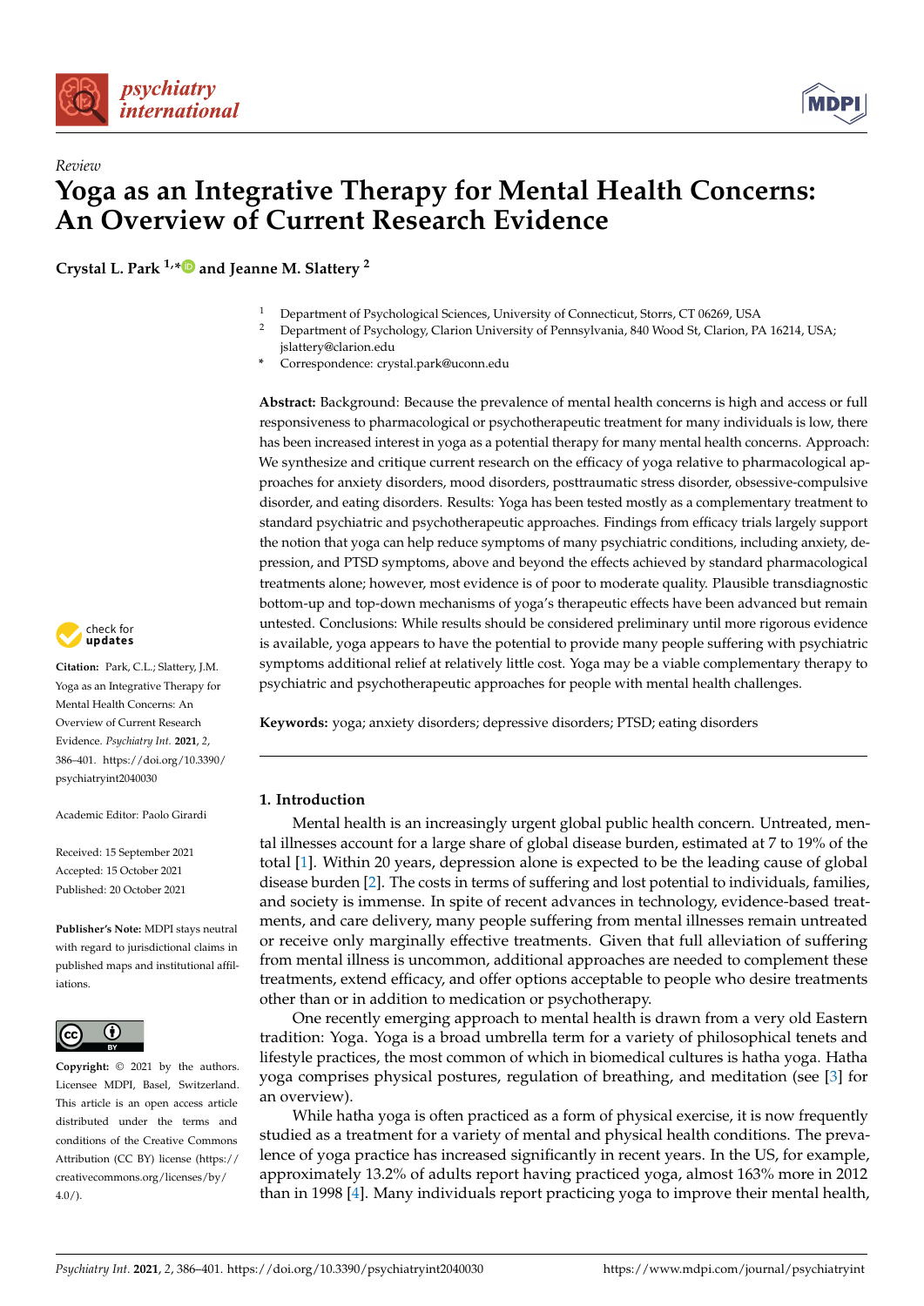*Review*

# Yoga as an Integrative Therapy for Mental Health Concerns: An Overview of Current Research Evidence

**Crystal L. Park [1,*] and Jeanne M. Slattery [2]**

[1] Department of Psychological Sciences, University of Connecticut, Storrs, CT 06269, USA
[2] Department of Psychology, Clarion University of Pennsylvania, 840 Wood St, Clarion, PA 16214, USA; jslattery@clarion.edu
* Correspondence: crystal.park@uconn.edu

**Citation:** Park, C.L.; Slattery, J.M. Yoga as an Integrative Therapy for Mental Health Concerns: An Overview of Current Research Evidence. *Psychiatry Int.* **2021**, *2*, 386–401. https://doi.org/10.3390/psychiatryint2040030

Academic Editor: Paolo Girardi

Received: 15 September 2021
Accepted: 15 October 2021
Published: 20 October 2021

**Publisher's Note:** MDPI stays neutral with regard to jurisdictional claims in published maps and institutional affiliations.

**Copyright:** © 2021 by the authors. Licensee MDPI, Basel, Switzerland. This article is an open access article distributed under the terms and conditions of the Creative Commons Attribution (CC BY) license (https://creativecommons.org/licenses/by/4.0/).

**Abstract:** Background: Because the prevalence of mental health concerns is high and access or full responsiveness to pharmacological or psychotherapeutic treatment for many individuals is low, there has been increased interest in yoga as a potential therapy for many mental health concerns. Approach: We synthesize and critique current research on the efficacy of yoga relative to pharmacological approaches for anxiety disorders, mood disorders, posttraumatic stress disorder, obsessive-compulsive disorder, and eating disorders. Results: Yoga has been tested mostly as a complementary treatment to standard psychiatric and psychotherapeutic approaches. Findings from efficacy trials largely support the notion that yoga can help reduce symptoms of many psychiatric conditions, including anxiety, depression, and PTSD symptoms, above and beyond the effects achieved by standard pharmacological treatments alone; however, most evidence is of poor to moderate quality. Plausible transdiagnostic bottom-up and top-down mechanisms of yoga's therapeutic effects have been advanced but remain untested. Conclusions: While results should be considered preliminary until more rigorous evidence is available, yoga appears to have the potential to provide many people suffering with psychiatric symptoms additional relief at relatively little cost. Yoga may be a viable complementary therapy to psychiatric and psychotherapeutic approaches for people with mental health challenges.

**Keywords:** yoga; anxiety disorders; depressive disorders; PTSD; eating disorders

## 1. Introduction

Mental health is an increasingly urgent global public health concern. Untreated, mental illnesses account for a large share of global disease burden, estimated at 7 to 19% of the total [1]. Within 20 years, depression alone is expected to be the leading cause of global disease burden [2]. The costs in terms of suffering and lost potential to individuals, families, and society is immense. In spite of recent advances in technology, evidence-based treatments, and care delivery, many people suffering from mental illnesses remain untreated or receive only marginally effective treatments. Given that full alleviation of suffering from mental illness is uncommon, additional approaches are needed to complement these treatments, extend efficacy, and offer options acceptable to people who desire treatments other than or in addition to medication or psychotherapy.

One recently emerging approach to mental health is drawn from a very old Eastern tradition: Yoga. Yoga is a broad umbrella term for a variety of philosophical tenets and lifestyle practices, the most common of which in biomedical cultures is hatha yoga. Hatha yoga comprises physical postures, regulation of breathing, and meditation (see [3] for an overview).

While hatha yoga is often practiced as a form of physical exercise, it is now frequently studied as a treatment for a variety of mental and physical health conditions. The prevalence of yoga practice has increased significantly in recent years. In the US, for example, approximately 13.2% of adults report having practiced yoga, almost 163% more in 2012 than in 1998 [4]. Many individuals report practicing yoga to improve their mental health,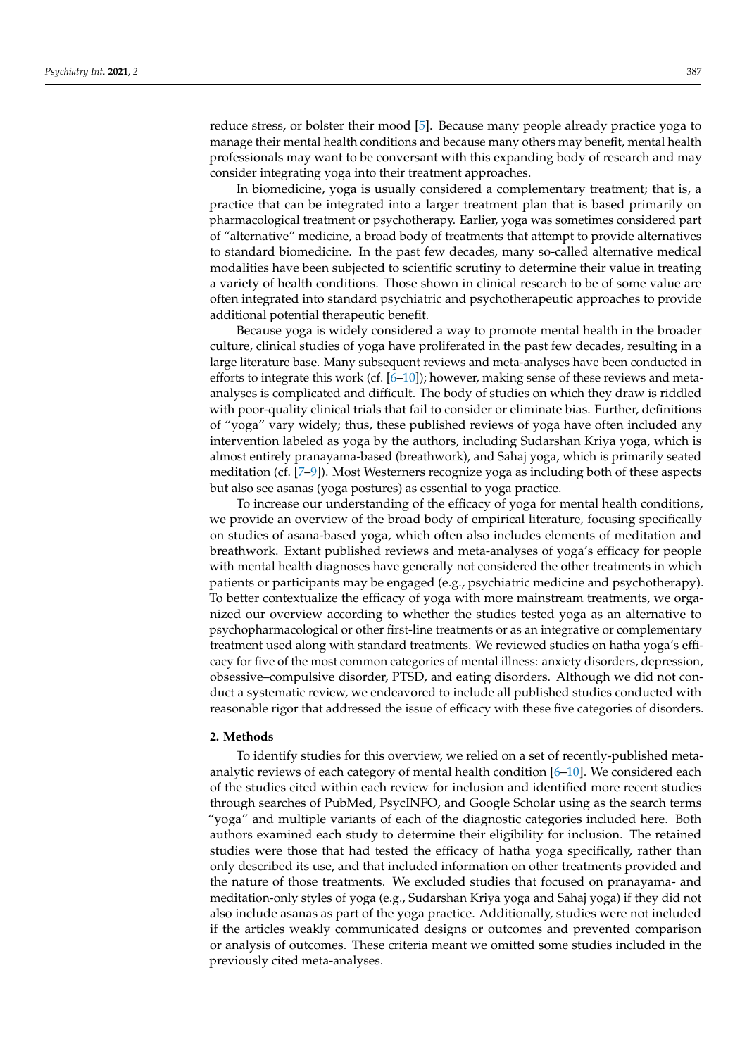reduce stress, or bolster their mood [5]. Because many people already practice yoga to manage their mental health conditions and because many others may benefit, mental health professionals may want to be conversant with this expanding body of research and may consider integrating yoga into their treatment approaches.

In biomedicine, yoga is usually considered a complementary treatment; that is, a practice that can be integrated into a larger treatment plan that is based primarily on pharmacological treatment or psychotherapy. Earlier, yoga was sometimes considered part of "alternative" medicine, a broad body of treatments that attempt to provide alternatives to standard biomedicine. In the past few decades, many so-called alternative medical modalities have been subjected to scientific scrutiny to determine their value in treating a variety of health conditions. Those shown in clinical research to be of some value are often integrated into standard psychiatric and psychotherapeutic approaches to provide additional potential therapeutic benefit.

Because yoga is widely considered a way to promote mental health in the broader culture, clinical studies of yoga have proliferated in the past few decades, resulting in a large literature base. Many subsequent reviews and meta-analyses have been conducted in efforts to integrate this work (cf. [6–10]); however, making sense of these reviews and meta-analyses is complicated and difficult. The body of studies on which they draw is riddled with poor-quality clinical trials that fail to consider or eliminate bias. Further, definitions of "yoga" vary widely; thus, these published reviews of yoga have often included any intervention labeled as yoga by the authors, including Sudarshan Kriya yoga, which is almost entirely pranayama-based (breathwork), and Sahaj yoga, which is primarily seated meditation (cf. [7–9]). Most Westerners recognize yoga as including both of these aspects but also see asanas (yoga postures) as essential to yoga practice.

To increase our understanding of the efficacy of yoga for mental health conditions, we provide an overview of the broad body of empirical literature, focusing specifically on studies of asana-based yoga, which often also includes elements of meditation and breathwork. Extant published reviews and meta-analyses of yoga's efficacy for people with mental health diagnoses have generally not considered the other treatments in which patients or participants may be engaged (e.g., psychiatric medicine and psychotherapy). To better contextualize the efficacy of yoga with more mainstream treatments, we organized our overview according to whether the studies tested yoga as an alternative to psychopharmacological or other first-line treatments or as an integrative or complementary treatment used along with standard treatments. We reviewed studies on hatha yoga's efficacy for five of the most common categories of mental illness: anxiety disorders, depression, obsessive–compulsive disorder, PTSD, and eating disorders. Although we did not conduct a systematic review, we endeavored to include all published studies conducted with reasonable rigor that addressed the issue of efficacy with these five categories of disorders.

## 2. Methods

To identify studies for this overview, we relied on a set of recently-published meta-analytic reviews of each category of mental health condition [6–10]. We considered each of the studies cited within each review for inclusion and identified more recent studies through searches of PubMed, PsycINFO, and Google Scholar using as the search terms "yoga" and multiple variants of each of the diagnostic categories included here. Both authors examined each study to determine their eligibility for inclusion. The retained studies were those that had tested the efficacy of hatha yoga specifically, rather than only described its use, and that included information on other treatments provided and the nature of those treatments. We excluded studies that focused on pranayama- and meditation-only styles of yoga (e.g., Sudarshan Kriya yoga and Sahaj yoga) if they did not also include asanas as part of the yoga practice. Additionally, studies were not included if the articles weakly communicated designs or outcomes and prevented comparison or analysis of outcomes. These criteria meant we omitted some studies included in the previously cited meta-analyses.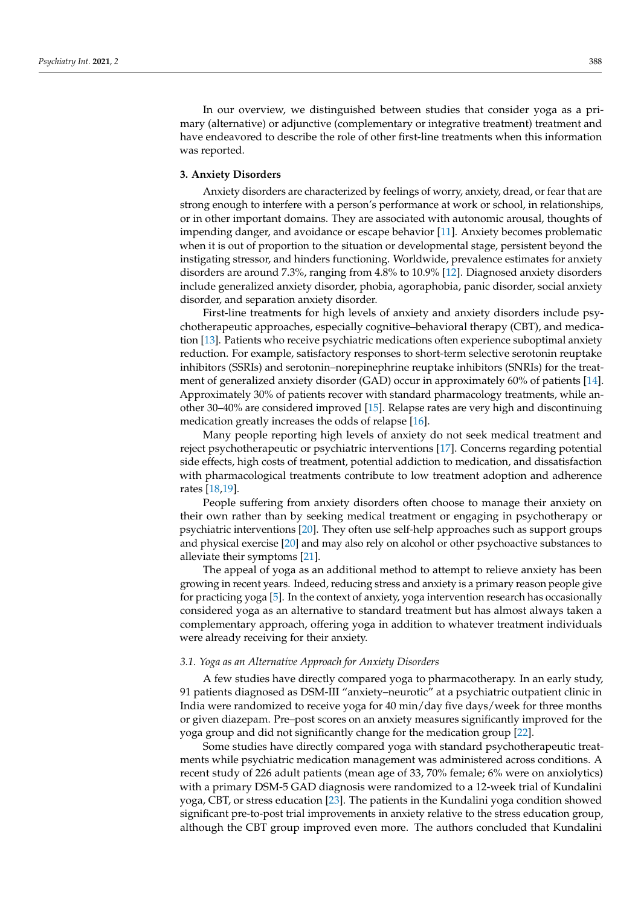In our overview, we distinguished between studies that consider yoga as a primary (alternative) or adjunctive (complementary or integrative treatment) treatment and have endeavored to describe the role of other first-line treatments when this information was reported.

## 3. Anxiety Disorders

Anxiety disorders are characterized by feelings of worry, anxiety, dread, or fear that are strong enough to interfere with a person's performance at work or school, in relationships, or in other important domains. They are associated with autonomic arousal, thoughts of impending danger, and avoidance or escape behavior [11]. Anxiety becomes problematic when it is out of proportion to the situation or developmental stage, persistent beyond the instigating stressor, and hinders functioning. Worldwide, prevalence estimates for anxiety disorders are around 7.3%, ranging from 4.8% to 10.9% [12]. Diagnosed anxiety disorders include generalized anxiety disorder, phobia, agoraphobia, panic disorder, social anxiety disorder, and separation anxiety disorder.

First-line treatments for high levels of anxiety and anxiety disorders include psychotherapeutic approaches, especially cognitive–behavioral therapy (CBT), and medication [13]. Patients who receive psychiatric medications often experience suboptimal anxiety reduction. For example, satisfactory responses to short-term selective serotonin reuptake inhibitors (SSRIs) and serotonin–norepinephrine reuptake inhibitors (SNRIs) for the treatment of generalized anxiety disorder (GAD) occur in approximately 60% of patients [14]. Approximately 30% of patients recover with standard pharmacology treatments, while another 30–40% are considered improved [15]. Relapse rates are very high and discontinuing medication greatly increases the odds of relapse [16].

Many people reporting high levels of anxiety do not seek medical treatment and reject psychotherapeutic or psychiatric interventions [17]. Concerns regarding potential side effects, high costs of treatment, potential addiction to medication, and dissatisfaction with pharmacological treatments contribute to low treatment adoption and adherence rates [18,19].

People suffering from anxiety disorders often choose to manage their anxiety on their own rather than by seeking medical treatment or engaging in psychotherapy or psychiatric interventions [20]. They often use self-help approaches such as support groups and physical exercise [20] and may also rely on alcohol or other psychoactive substances to alleviate their symptoms [21].

The appeal of yoga as an additional method to attempt to relieve anxiety has been growing in recent years. Indeed, reducing stress and anxiety is a primary reason people give for practicing yoga [5]. In the context of anxiety, yoga intervention research has occasionally considered yoga as an alternative to standard treatment but has almost always taken a complementary approach, offering yoga in addition to whatever treatment individuals were already receiving for their anxiety.

### *3.1. Yoga as an Alternative Approach for Anxiety Disorders*

A few studies have directly compared yoga to pharmacotherapy. In an early study, 91 patients diagnosed as DSM-III "anxiety–neurotic" at a psychiatric outpatient clinic in India were randomized to receive yoga for 40 min/day five days/week for three months or given diazepam. Pre–post scores on an anxiety measures significantly improved for the yoga group and did not significantly change for the medication group [22].

Some studies have directly compared yoga with standard psychotherapeutic treatments while psychiatric medication management was administered across conditions. A recent study of 226 adult patients (mean age of 33, 70% female; 6% were on anxiolytics) with a primary DSM-5 GAD diagnosis were randomized to a 12-week trial of Kundalini yoga, CBT, or stress education [23]. The patients in the Kundalini yoga condition showed significant pre-to-post trial improvements in anxiety relative to the stress education group, although the CBT group improved even more. The authors concluded that Kundalini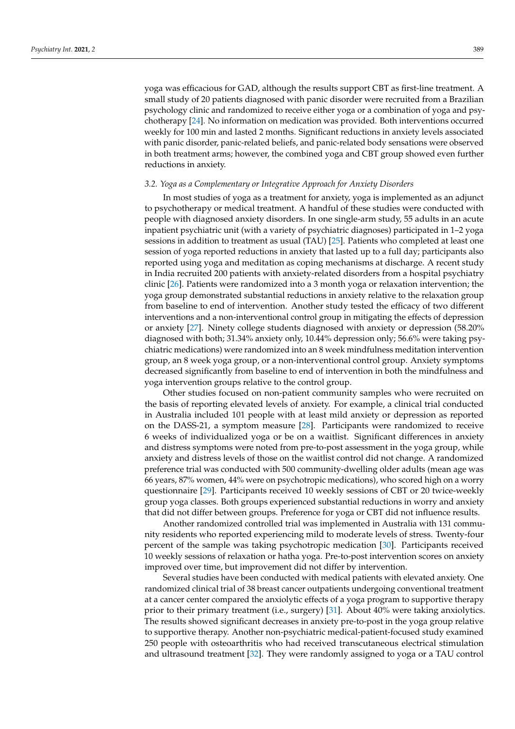yoga was efficacious for GAD, although the results support CBT as first-line treatment. A small study of 20 patients diagnosed with panic disorder were recruited from a Brazilian psychology clinic and randomized to receive either yoga or a combination of yoga and psychotherapy [24]. No information on medication was provided. Both interventions occurred weekly for 100 min and lasted 2 months. Significant reductions in anxiety levels associated with panic disorder, panic-related beliefs, and panic-related body sensations were observed in both treatment arms; however, the combined yoga and CBT group showed even further reductions in anxiety.

### *3.2. Yoga as a Complementary or Integrative Approach for Anxiety Disorders*

In most studies of yoga as a treatment for anxiety, yoga is implemented as an adjunct to psychotherapy or medical treatment. A handful of these studies were conducted with people with diagnosed anxiety disorders. In one single-arm study, 55 adults in an acute inpatient psychiatric unit (with a variety of psychiatric diagnoses) participated in 1–2 yoga sessions in addition to treatment as usual (TAU) [25]. Patients who completed at least one session of yoga reported reductions in anxiety that lasted up to a full day; participants also reported using yoga and meditation as coping mechanisms at discharge. A recent study in India recruited 200 patients with anxiety-related disorders from a hospital psychiatry clinic [26]. Patients were randomized into a 3 month yoga or relaxation intervention; the yoga group demonstrated substantial reductions in anxiety relative to the relaxation group from baseline to end of intervention. Another study tested the efficacy of two different interventions and a non-interventional control group in mitigating the effects of depression or anxiety [27]. Ninety college students diagnosed with anxiety or depression (58.20% diagnosed with both; 31.34% anxiety only, 10.44% depression only; 56.6% were taking psychiatric medications) were randomized into an 8 week mindfulness meditation intervention group, an 8 week yoga group, or a non-interventional control group. Anxiety symptoms decreased significantly from baseline to end of intervention in both the mindfulness and yoga intervention groups relative to the control group.

Other studies focused on non-patient community samples who were recruited on the basis of reporting elevated levels of anxiety. For example, a clinical trial conducted in Australia included 101 people with at least mild anxiety or depression as reported on the DASS-21, a symptom measure [28]. Participants were randomized to receive 6 weeks of individualized yoga or be on a waitlist. Significant differences in anxiety and distress symptoms were noted from pre-to-post assessment in the yoga group, while anxiety and distress levels of those on the waitlist control did not change. A randomized preference trial was conducted with 500 community-dwelling older adults (mean age was 66 years, 87% women, 44% were on psychotropic medications), who scored high on a worry questionnaire [29]. Participants received 10 weekly sessions of CBT or 20 twice-weekly group yoga classes. Both groups experienced substantial reductions in worry and anxiety that did not differ between groups. Preference for yoga or CBT did not influence results.

Another randomized controlled trial was implemented in Australia with 131 community residents who reported experiencing mild to moderate levels of stress. Twenty-four percent of the sample was taking psychotropic medication [30]. Participants received 10 weekly sessions of relaxation or hatha yoga. Pre-to-post intervention scores on anxiety improved over time, but improvement did not differ by intervention.

Several studies have been conducted with medical patients with elevated anxiety. One randomized clinical trial of 38 breast cancer outpatients undergoing conventional treatment at a cancer center compared the anxiolytic effects of a yoga program to supportive therapy prior to their primary treatment (i.e., surgery) [31]. About 40% were taking anxiolytics. The results showed significant decreases in anxiety pre-to-post in the yoga group relative to supportive therapy. Another non-psychiatric medical-patient-focused study examined 250 people with osteoarthritis who had received transcutaneous electrical stimulation and ultrasound treatment [32]. They were randomly assigned to yoga or a TAU control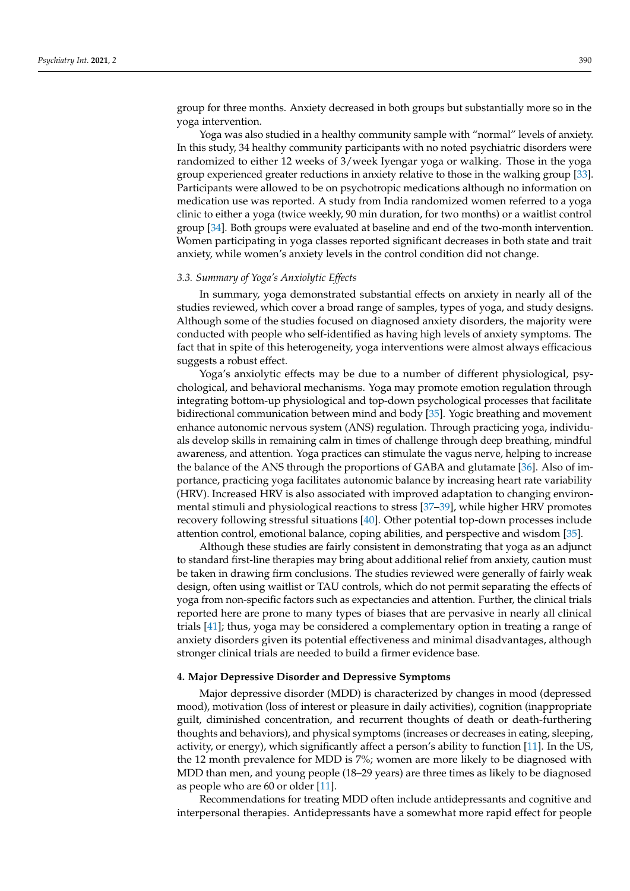group for three months. Anxiety decreased in both groups but substantially more so in the yoga intervention.

Yoga was also studied in a healthy community sample with "normal" levels of anxiety. In this study, 34 healthy community participants with no noted psychiatric disorders were randomized to either 12 weeks of 3/week Iyengar yoga or walking. Those in the yoga group experienced greater reductions in anxiety relative to those in the walking group [33]. Participants were allowed to be on psychotropic medications although no information on medication use was reported. A study from India randomized women referred to a yoga clinic to either a yoga (twice weekly, 90 min duration, for two months) or a waitlist control group [34]. Both groups were evaluated at baseline and end of the two-month intervention. Women participating in yoga classes reported significant decreases in both state and trait anxiety, while women's anxiety levels in the control condition did not change.

### 3.3. Summary of Yoga's Anxiolytic Effects

In summary, yoga demonstrated substantial effects on anxiety in nearly all of the studies reviewed, which cover a broad range of samples, types of yoga, and study designs. Although some of the studies focused on diagnosed anxiety disorders, the majority were conducted with people who self-identified as having high levels of anxiety symptoms. The fact that in spite of this heterogeneity, yoga interventions were almost always efficacious suggests a robust effect.

Yoga's anxiolytic effects may be due to a number of different physiological, psychological, and behavioral mechanisms. Yoga may promote emotion regulation through integrating bottom-up physiological and top-down psychological processes that facilitate bidirectional communication between mind and body [35]. Yogic breathing and movement enhance autonomic nervous system (ANS) regulation. Through practicing yoga, individuals develop skills in remaining calm in times of challenge through deep breathing, mindful awareness, and attention. Yoga practices can stimulate the vagus nerve, helping to increase the balance of the ANS through the proportions of GABA and glutamate [36]. Also of importance, practicing yoga facilitates autonomic balance by increasing heart rate variability (HRV). Increased HRV is also associated with improved adaptation to changing environmental stimuli and physiological reactions to stress [37–39], while higher HRV promotes recovery following stressful situations [40]. Other potential top-down processes include attention control, emotional balance, coping abilities, and perspective and wisdom [35].

Although these studies are fairly consistent in demonstrating that yoga as an adjunct to standard first-line therapies may bring about additional relief from anxiety, caution must be taken in drawing firm conclusions. The studies reviewed were generally of fairly weak design, often using waitlist or TAU controls, which do not permit separating the effects of yoga from non-specific factors such as expectancies and attention. Further, the clinical trials reported here are prone to many types of biases that are pervasive in nearly all clinical trials [41]; thus, yoga may be considered a complementary option in treating a range of anxiety disorders given its potential effectiveness and minimal disadvantages, although stronger clinical trials are needed to build a firmer evidence base.

## 4. Major Depressive Disorder and Depressive Symptoms

Major depressive disorder (MDD) is characterized by changes in mood (depressed mood), motivation (loss of interest or pleasure in daily activities), cognition (inappropriate guilt, diminished concentration, and recurrent thoughts of death or death-furthering thoughts and behaviors), and physical symptoms (increases or decreases in eating, sleeping, activity, or energy), which significantly affect a person's ability to function [11]. In the US, the 12 month prevalence for MDD is 7%; women are more likely to be diagnosed with MDD than men, and young people (18–29 years) are three times as likely to be diagnosed as people who are 60 or older [11].

Recommendations for treating MDD often include antidepressants and cognitive and interpersonal therapies. Antidepressants have a somewhat more rapid effect for people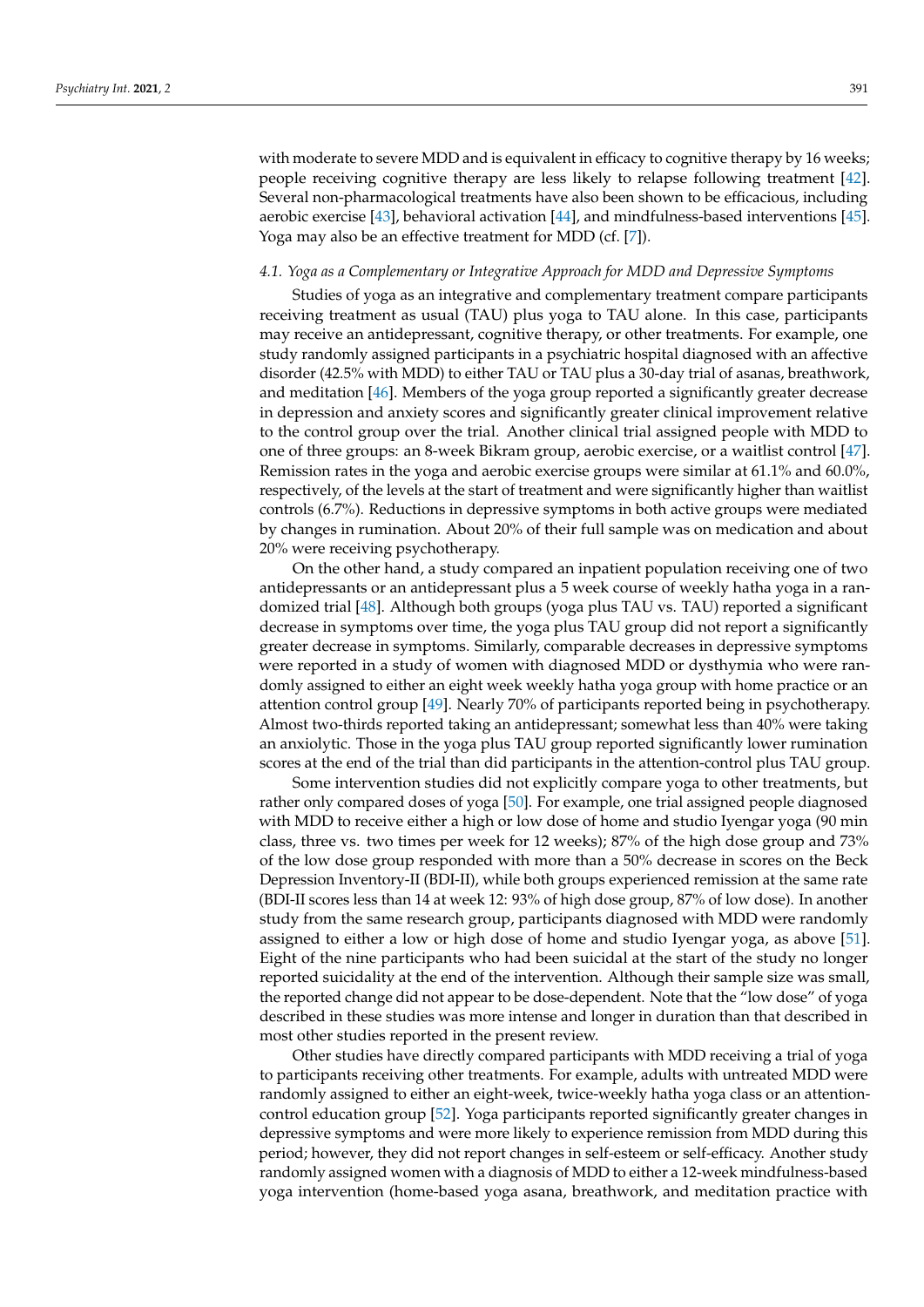with moderate to severe MDD and is equivalent in efficacy to cognitive therapy by 16 weeks; people receiving cognitive therapy are less likely to relapse following treatment [42]. Several non-pharmacological treatments have also been shown to be efficacious, including aerobic exercise [43], behavioral activation [44], and mindfulness-based interventions [45]. Yoga may also be an effective treatment for MDD (cf. [7]).

### *4.1. Yoga as a Complementary or Integrative Approach for MDD and Depressive Symptoms*

Studies of yoga as an integrative and complementary treatment compare participants receiving treatment as usual (TAU) plus yoga to TAU alone. In this case, participants may receive an antidepressant, cognitive therapy, or other treatments. For example, one study randomly assigned participants in a psychiatric hospital diagnosed with an affective disorder (42.5% with MDD) to either TAU or TAU plus a 30-day trial of asanas, breathwork, and meditation [46]. Members of the yoga group reported a significantly greater decrease in depression and anxiety scores and significantly greater clinical improvement relative to the control group over the trial. Another clinical trial assigned people with MDD to one of three groups: an 8-week Bikram group, aerobic exercise, or a waitlist control [47]. Remission rates in the yoga and aerobic exercise groups were similar at 61.1% and 60.0%, respectively, of the levels at the start of treatment and were significantly higher than waitlist controls (6.7%). Reductions in depressive symptoms in both active groups were mediated by changes in rumination. About 20% of their full sample was on medication and about 20% were receiving psychotherapy.

On the other hand, a study compared an inpatient population receiving one of two antidepressants or an antidepressant plus a 5 week course of weekly hatha yoga in a randomized trial [48]. Although both groups (yoga plus TAU vs. TAU) reported a significant decrease in symptoms over time, the yoga plus TAU group did not report a significantly greater decrease in symptoms. Similarly, comparable decreases in depressive symptoms were reported in a study of women with diagnosed MDD or dysthymia who were randomly assigned to either an eight week weekly hatha yoga group with home practice or an attention control group [49]. Nearly 70% of participants reported being in psychotherapy. Almost two-thirds reported taking an antidepressant; somewhat less than 40% were taking an anxiolytic. Those in the yoga plus TAU group reported significantly lower rumination scores at the end of the trial than did participants in the attention-control plus TAU group.

Some intervention studies did not explicitly compare yoga to other treatments, but rather only compared doses of yoga [50]. For example, one trial assigned people diagnosed with MDD to receive either a high or low dose of home and studio Iyengar yoga (90 min class, three vs. two times per week for 12 weeks); 87% of the high dose group and 73% of the low dose group responded with more than a 50% decrease in scores on the Beck Depression Inventory-II (BDI-II), while both groups experienced remission at the same rate (BDI-II scores less than 14 at week 12: 93% of high dose group, 87% of low dose). In another study from the same research group, participants diagnosed with MDD were randomly assigned to either a low or high dose of home and studio Iyengar yoga, as above [51]. Eight of the nine participants who had been suicidal at the start of the study no longer reported suicidality at the end of the intervention. Although their sample size was small, the reported change did not appear to be dose-dependent. Note that the "low dose" of yoga described in these studies was more intense and longer in duration than that described in most other studies reported in the present review.

Other studies have directly compared participants with MDD receiving a trial of yoga to participants receiving other treatments. For example, adults with untreated MDD were randomly assigned to either an eight-week, twice-weekly hatha yoga class or an attention-control education group [52]. Yoga participants reported significantly greater changes in depressive symptoms and were more likely to experience remission from MDD during this period; however, they did not report changes in self-esteem or self-efficacy. Another study randomly assigned women with a diagnosis of MDD to either a 12-week mindfulness-based yoga intervention (home-based yoga asana, breathwork, and meditation practice with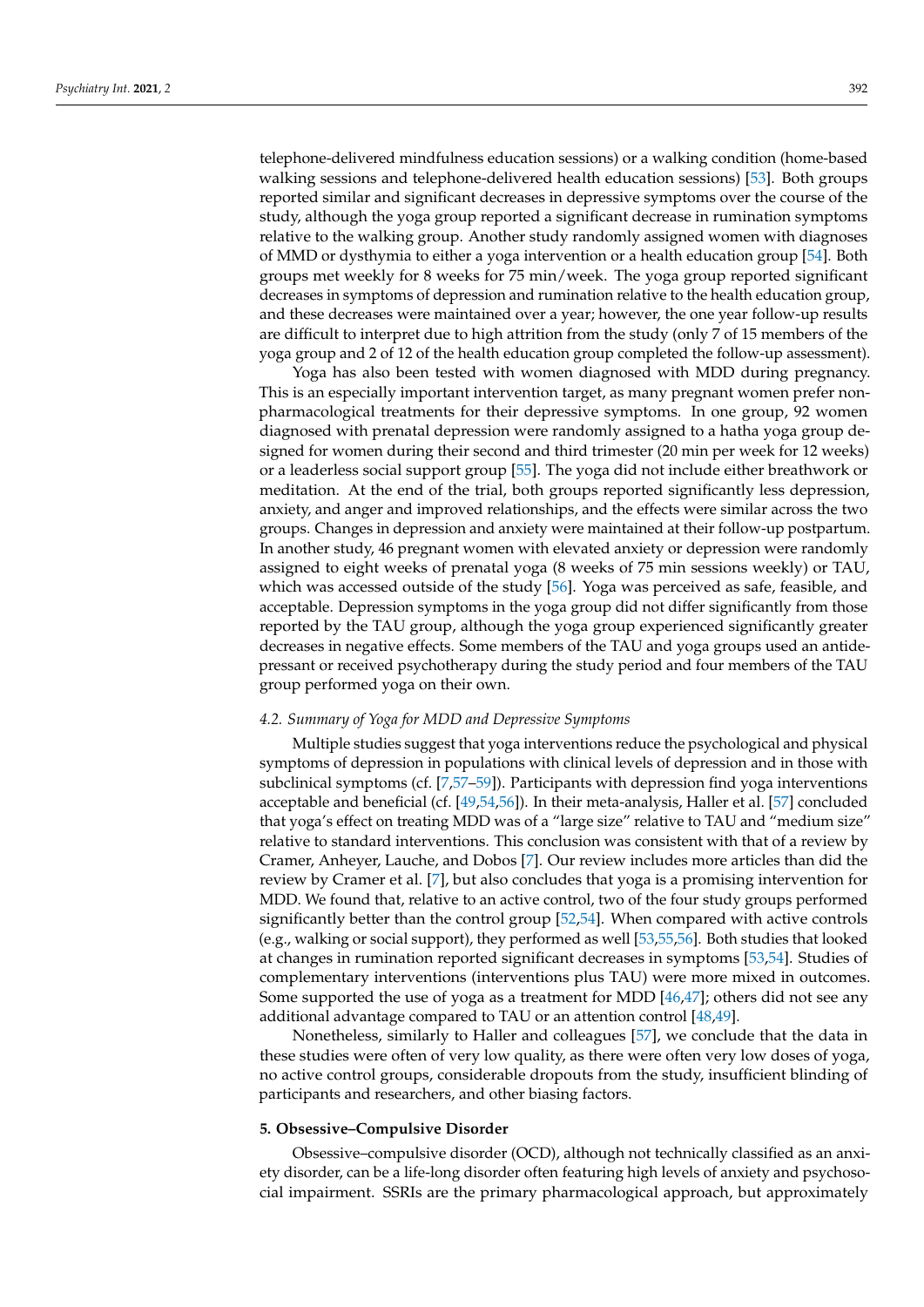telephone-delivered mindfulness education sessions) or a walking condition (home-based walking sessions and telephone-delivered health education sessions) [53]. Both groups reported similar and significant decreases in depressive symptoms over the course of the study, although the yoga group reported a significant decrease in rumination symptoms relative to the walking group. Another study randomly assigned women with diagnoses of MMD or dysthymia to either a yoga intervention or a health education group [54]. Both groups met weekly for 8 weeks for 75 min/week. The yoga group reported significant decreases in symptoms of depression and rumination relative to the health education group, and these decreases were maintained over a year; however, the one year follow-up results are difficult to interpret due to high attrition from the study (only 7 of 15 members of the yoga group and 2 of 12 of the health education group completed the follow-up assessment).

Yoga has also been tested with women diagnosed with MDD during pregnancy. This is an especially important intervention target, as many pregnant women prefer non-pharmacological treatments for their depressive symptoms. In one group, 92 women diagnosed with prenatal depression were randomly assigned to a hatha yoga group designed for women during their second and third trimester (20 min per week for 12 weeks) or a leaderless social support group [55]. The yoga did not include either breathwork or meditation. At the end of the trial, both groups reported significantly less depression, anxiety, and anger and improved relationships, and the effects were similar across the two groups. Changes in depression and anxiety were maintained at their follow-up postpartum. In another study, 46 pregnant women with elevated anxiety or depression were randomly assigned to eight weeks of prenatal yoga (8 weeks of 75 min sessions weekly) or TAU, which was accessed outside of the study [56]. Yoga was perceived as safe, feasible, and acceptable. Depression symptoms in the yoga group did not differ significantly from those reported by the TAU group, although the yoga group experienced significantly greater decreases in negative effects. Some members of the TAU and yoga groups used an antidepressant or received psychotherapy during the study period and four members of the TAU group performed yoga on their own.

### *4.2. Summary of Yoga for MDD and Depressive Symptoms*

Multiple studies suggest that yoga interventions reduce the psychological and physical symptoms of depression in populations with clinical levels of depression and in those with subclinical symptoms (cf. [7,57–59]). Participants with depression find yoga interventions acceptable and beneficial (cf. [49,54,56]). In their meta-analysis, Haller et al. [57] concluded that yoga's effect on treating MDD was of a "large size" relative to TAU and "medium size" relative to standard interventions. This conclusion was consistent with that of a review by Cramer, Anheyer, Lauche, and Dobos [7]. Our review includes more articles than did the review by Cramer et al. [7], but also concludes that yoga is a promising intervention for MDD. We found that, relative to an active control, two of the four study groups performed significantly better than the control group [52,54]. When compared with active controls (e.g., walking or social support), they performed as well [53,55,56]. Both studies that looked at changes in rumination reported significant decreases in symptoms [53,54]. Studies of complementary interventions (interventions plus TAU) were more mixed in outcomes. Some supported the use of yoga as a treatment for MDD [46,47]; others did not see any additional advantage compared to TAU or an attention control [48,49].

Nonetheless, similarly to Haller and colleagues [57], we conclude that the data in these studies were often of very low quality, as there were often very low doses of yoga, no active control groups, considerable dropouts from the study, insufficient blinding of participants and researchers, and other biasing factors.

## **5. Obsessive–Compulsive Disorder**

Obsessive–compulsive disorder (OCD), although not technically classified as an anxiety disorder, can be a life-long disorder often featuring high levels of anxiety and psychosocial impairment. SSRIs are the primary pharmacological approach, but approximately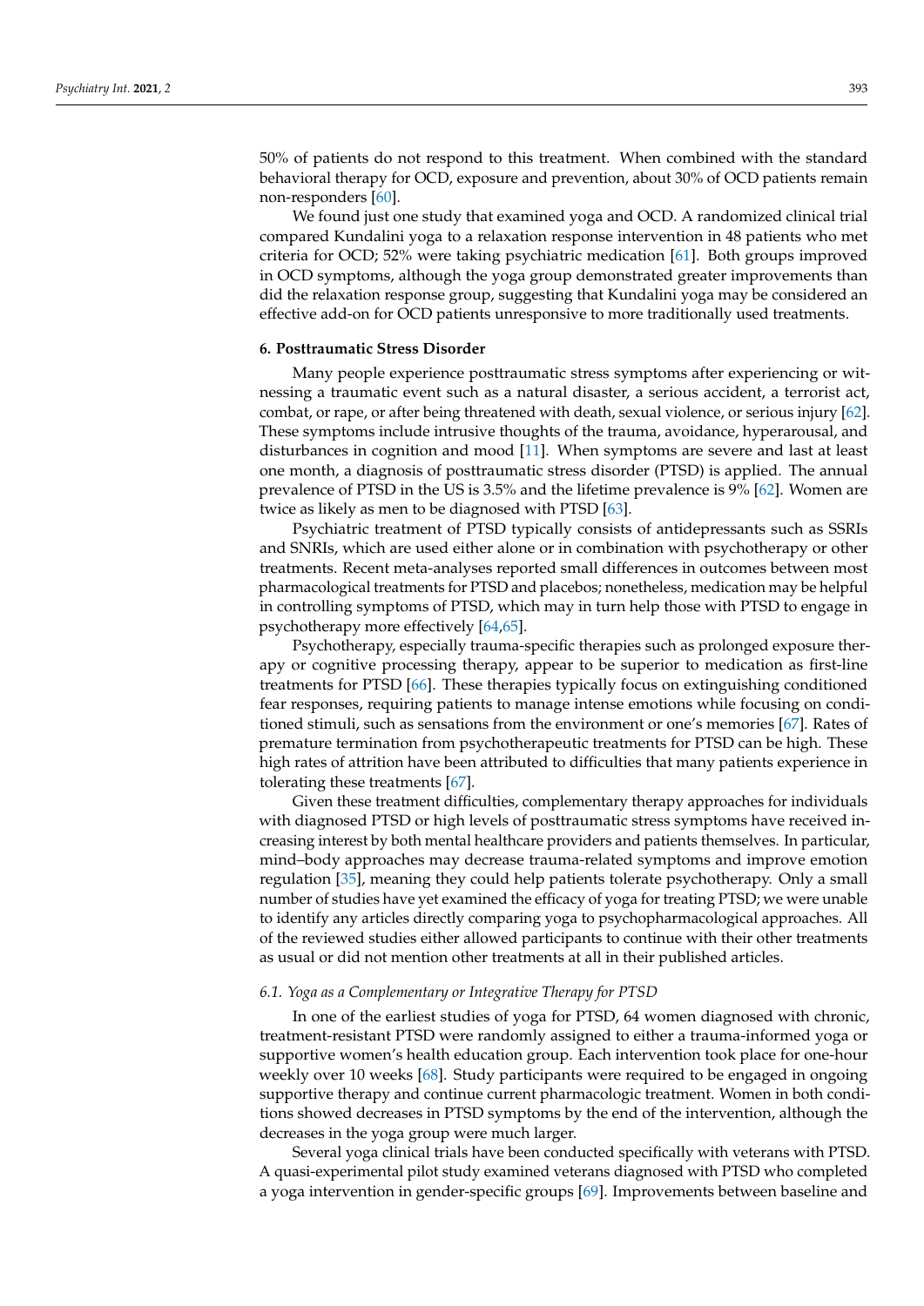50% of patients do not respond to this treatment. When combined with the standard behavioral therapy for OCD, exposure and prevention, about 30% of OCD patients remain non-responders [60].

We found just one study that examined yoga and OCD. A randomized clinical trial compared Kundalini yoga to a relaxation response intervention in 48 patients who met criteria for OCD; 52% were taking psychiatric medication [61]. Both groups improved in OCD symptoms, although the yoga group demonstrated greater improvements than did the relaxation response group, suggesting that Kundalini yoga may be considered an effective add-on for OCD patients unresponsive to more traditionally used treatments.

## 6. Posttraumatic Stress Disorder

Many people experience posttraumatic stress symptoms after experiencing or witnessing a traumatic event such as a natural disaster, a serious accident, a terrorist act, combat, or rape, or after being threatened with death, sexual violence, or serious injury [62]. These symptoms include intrusive thoughts of the trauma, avoidance, hyperarousal, and disturbances in cognition and mood [11]. When symptoms are severe and last at least one month, a diagnosis of posttraumatic stress disorder (PTSD) is applied. The annual prevalence of PTSD in the US is 3.5% and the lifetime prevalence is 9% [62]. Women are twice as likely as men to be diagnosed with PTSD [63].

Psychiatric treatment of PTSD typically consists of antidepressants such as SSRIs and SNRIs, which are used either alone or in combination with psychotherapy or other treatments. Recent meta-analyses reported small differences in outcomes between most pharmacological treatments for PTSD and placebos; nonetheless, medication may be helpful in controlling symptoms of PTSD, which may in turn help those with PTSD to engage in psychotherapy more effectively [64,65].

Psychotherapy, especially trauma-specific therapies such as prolonged exposure therapy or cognitive processing therapy, appear to be superior to medication as first-line treatments for PTSD [66]. These therapies typically focus on extinguishing conditioned fear responses, requiring patients to manage intense emotions while focusing on conditioned stimuli, such as sensations from the environment or one's memories [67]. Rates of premature termination from psychotherapeutic treatments for PTSD can be high. These high rates of attrition have been attributed to difficulties that many patients experience in tolerating these treatments [67].

Given these treatment difficulties, complementary therapy approaches for individuals with diagnosed PTSD or high levels of posttraumatic stress symptoms have received increasing interest by both mental healthcare providers and patients themselves. In particular, mind–body approaches may decrease trauma-related symptoms and improve emotion regulation [35], meaning they could help patients tolerate psychotherapy. Only a small number of studies have yet examined the efficacy of yoga for treating PTSD; we were unable to identify any articles directly comparing yoga to psychopharmacological approaches. All of the reviewed studies either allowed participants to continue with their other treatments as usual or did not mention other treatments at all in their published articles.

### *6.1. Yoga as a Complementary or Integrative Therapy for PTSD*

In one of the earliest studies of yoga for PTSD, 64 women diagnosed with chronic, treatment-resistant PTSD were randomly assigned to either a trauma-informed yoga or supportive women's health education group. Each intervention took place for one-hour weekly over 10 weeks [68]. Study participants were required to be engaged in ongoing supportive therapy and continue current pharmacologic treatment. Women in both conditions showed decreases in PTSD symptoms by the end of the intervention, although the decreases in the yoga group were much larger.

Several yoga clinical trials have been conducted specifically with veterans with PTSD. A quasi-experimental pilot study examined veterans diagnosed with PTSD who completed a yoga intervention in gender-specific groups [69]. Improvements between baseline and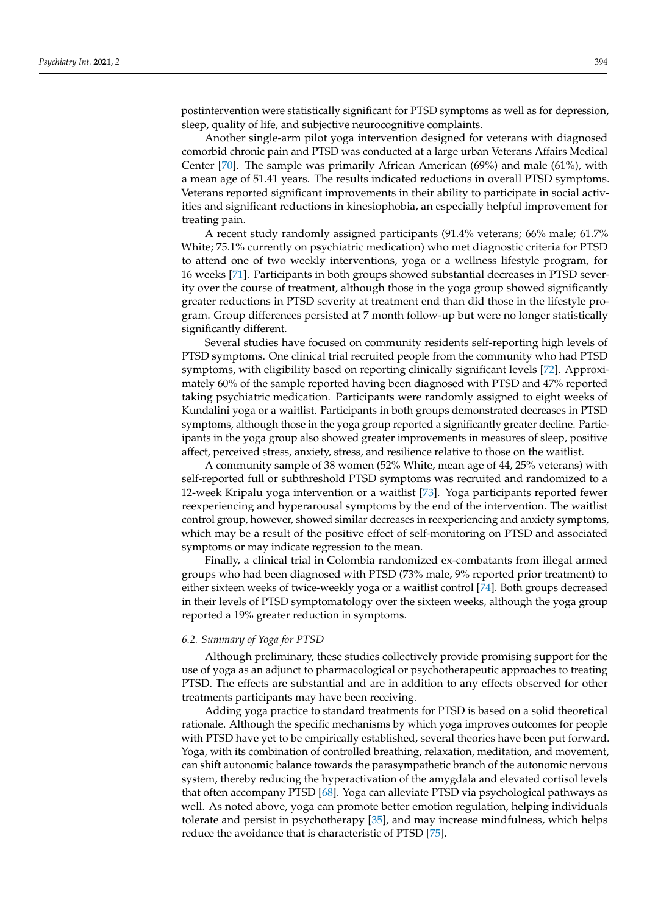postintervention were statistically significant for PTSD symptoms as well as for depression, sleep, quality of life, and subjective neurocognitive complaints.

Another single-arm pilot yoga intervention designed for veterans with diagnosed comorbid chronic pain and PTSD was conducted at a large urban Veterans Affairs Medical Center [70]. The sample was primarily African American (69%) and male (61%), with a mean age of 51.41 years. The results indicated reductions in overall PTSD symptoms. Veterans reported significant improvements in their ability to participate in social activities and significant reductions in kinesiophobia, an especially helpful improvement for treating pain.

A recent study randomly assigned participants (91.4% veterans; 66% male; 61.7% White; 75.1% currently on psychiatric medication) who met diagnostic criteria for PTSD to attend one of two weekly interventions, yoga or a wellness lifestyle program, for 16 weeks [71]. Participants in both groups showed substantial decreases in PTSD severity over the course of treatment, although those in the yoga group showed significantly greater reductions in PTSD severity at treatment end than did those in the lifestyle program. Group differences persisted at 7 month follow-up but were no longer statistically significantly different.

Several studies have focused on community residents self-reporting high levels of PTSD symptoms. One clinical trial recruited people from the community who had PTSD symptoms, with eligibility based on reporting clinically significant levels [72]. Approximately 60% of the sample reported having been diagnosed with PTSD and 47% reported taking psychiatric medication. Participants were randomly assigned to eight weeks of Kundalini yoga or a waitlist. Participants in both groups demonstrated decreases in PTSD symptoms, although those in the yoga group reported a significantly greater decline. Participants in the yoga group also showed greater improvements in measures of sleep, positive affect, perceived stress, anxiety, stress, and resilience relative to those on the waitlist.

A community sample of 38 women (52% White, mean age of 44, 25% veterans) with self-reported full or subthreshold PTSD symptoms was recruited and randomized to a 12-week Kripalu yoga intervention or a waitlist [73]. Yoga participants reported fewer reexperiencing and hyperarousal symptoms by the end of the intervention. The waitlist control group, however, showed similar decreases in reexperiencing and anxiety symptoms, which may be a result of the positive effect of self-monitoring on PTSD and associated symptoms or may indicate regression to the mean.

Finally, a clinical trial in Colombia randomized ex-combatants from illegal armed groups who had been diagnosed with PTSD (73% male, 9% reported prior treatment) to either sixteen weeks of twice-weekly yoga or a waitlist control [74]. Both groups decreased in their levels of PTSD symptomatology over the sixteen weeks, although the yoga group reported a 19% greater reduction in symptoms.

### *6.2. Summary of Yoga for PTSD*

Although preliminary, these studies collectively provide promising support for the use of yoga as an adjunct to pharmacological or psychotherapeutic approaches to treating PTSD. The effects are substantial and are in addition to any effects observed for other treatments participants may have been receiving.

Adding yoga practice to standard treatments for PTSD is based on a solid theoretical rationale. Although the specific mechanisms by which yoga improves outcomes for people with PTSD have yet to be empirically established, several theories have been put forward. Yoga, with its combination of controlled breathing, relaxation, meditation, and movement, can shift autonomic balance towards the parasympathetic branch of the autonomic nervous system, thereby reducing the hyperactivation of the amygdala and elevated cortisol levels that often accompany PTSD [68]. Yoga can alleviate PTSD via psychological pathways as well. As noted above, yoga can promote better emotion regulation, helping individuals tolerate and persist in psychotherapy [35], and may increase mindfulness, which helps reduce the avoidance that is characteristic of PTSD [75].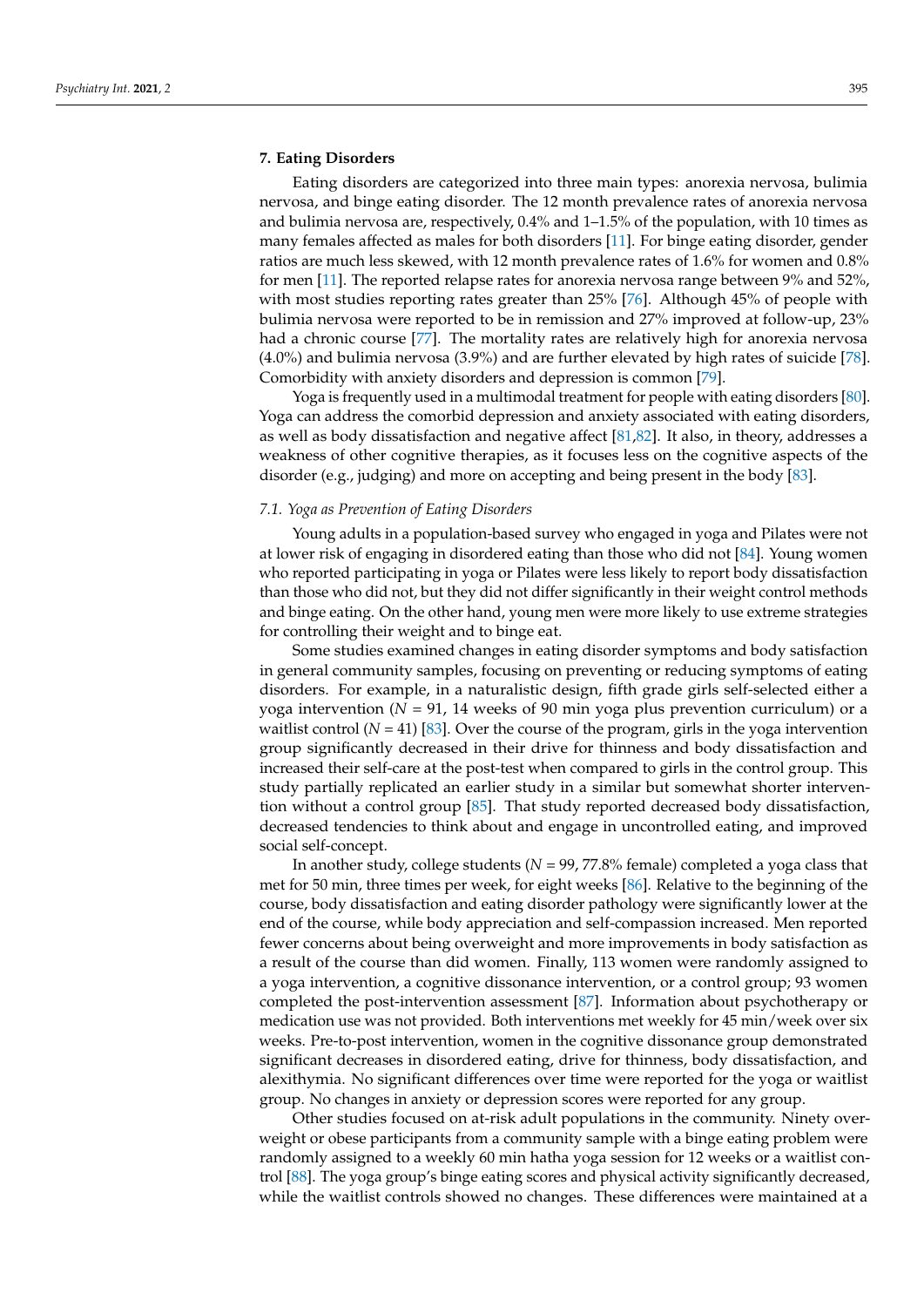## 7. Eating Disorders

Eating disorders are categorized into three main types: anorexia nervosa, bulimia nervosa, and binge eating disorder. The 12 month prevalence rates of anorexia nervosa and bulimia nervosa are, respectively, 0.4% and 1–1.5% of the population, with 10 times as many females affected as males for both disorders [11]. For binge eating disorder, gender ratios are much less skewed, with 12 month prevalence rates of 1.6% for women and 0.8% for men [11]. The reported relapse rates for anorexia nervosa range between 9% and 52%, with most studies reporting rates greater than 25% [76]. Although 45% of people with bulimia nervosa were reported to be in remission and 27% improved at follow-up, 23% had a chronic course [77]. The mortality rates are relatively high for anorexia nervosa (4.0%) and bulimia nervosa (3.9%) and are further elevated by high rates of suicide [78]. Comorbidity with anxiety disorders and depression is common [79].

Yoga is frequently used in a multimodal treatment for people with eating disorders [80]. Yoga can address the comorbid depression and anxiety associated with eating disorders, as well as body dissatisfaction and negative affect [81,82]. It also, in theory, addresses a weakness of other cognitive therapies, as it focuses less on the cognitive aspects of the disorder (e.g., judging) and more on accepting and being present in the body [83].

### *7.1. Yoga as Prevention of Eating Disorders*

Young adults in a population-based survey who engaged in yoga and Pilates were not at lower risk of engaging in disordered eating than those who did not [84]. Young women who reported participating in yoga or Pilates were less likely to report body dissatisfaction than those who did not, but they did not differ significantly in their weight control methods and binge eating. On the other hand, young men were more likely to use extreme strategies for controlling their weight and to binge eat.

Some studies examined changes in eating disorder symptoms and body satisfaction in general community samples, focusing on preventing or reducing symptoms of eating disorders. For example, in a naturalistic design, fifth grade girls self-selected either a yoga intervention ($N$ = 91, 14 weeks of 90 min yoga plus prevention curriculum) or a waitlist control ($N$ = 41) [83]. Over the course of the program, girls in the yoga intervention group significantly decreased in their drive for thinness and body dissatisfaction and increased their self-care at the post-test when compared to girls in the control group. This study partially replicated an earlier study in a similar but somewhat shorter intervention without a control group [85]. That study reported decreased body dissatisfaction, decreased tendencies to think about and engage in uncontrolled eating, and improved social self-concept.

In another study, college students ($N$ = 99, 77.8% female) completed a yoga class that met for 50 min, three times per week, for eight weeks [86]. Relative to the beginning of the course, body dissatisfaction and eating disorder pathology were significantly lower at the end of the course, while body appreciation and self-compassion increased. Men reported fewer concerns about being overweight and more improvements in body satisfaction as a result of the course than did women. Finally, 113 women were randomly assigned to a yoga intervention, a cognitive dissonance intervention, or a control group; 93 women completed the post-intervention assessment [87]. Information about psychotherapy or medication use was not provided. Both interventions met weekly for 45 min/week over six weeks. Pre-to-post intervention, women in the cognitive dissonance group demonstrated significant decreases in disordered eating, drive for thinness, body dissatisfaction, and alexithymia. No significant differences over time were reported for the yoga or waitlist group. No changes in anxiety or depression scores were reported for any group.

Other studies focused on at-risk adult populations in the community. Ninety overweight or obese participants from a community sample with a binge eating problem were randomly assigned to a weekly 60 min hatha yoga session for 12 weeks or a waitlist control [88]. The yoga group's binge eating scores and physical activity significantly decreased, while the waitlist controls showed no changes. These differences were maintained at a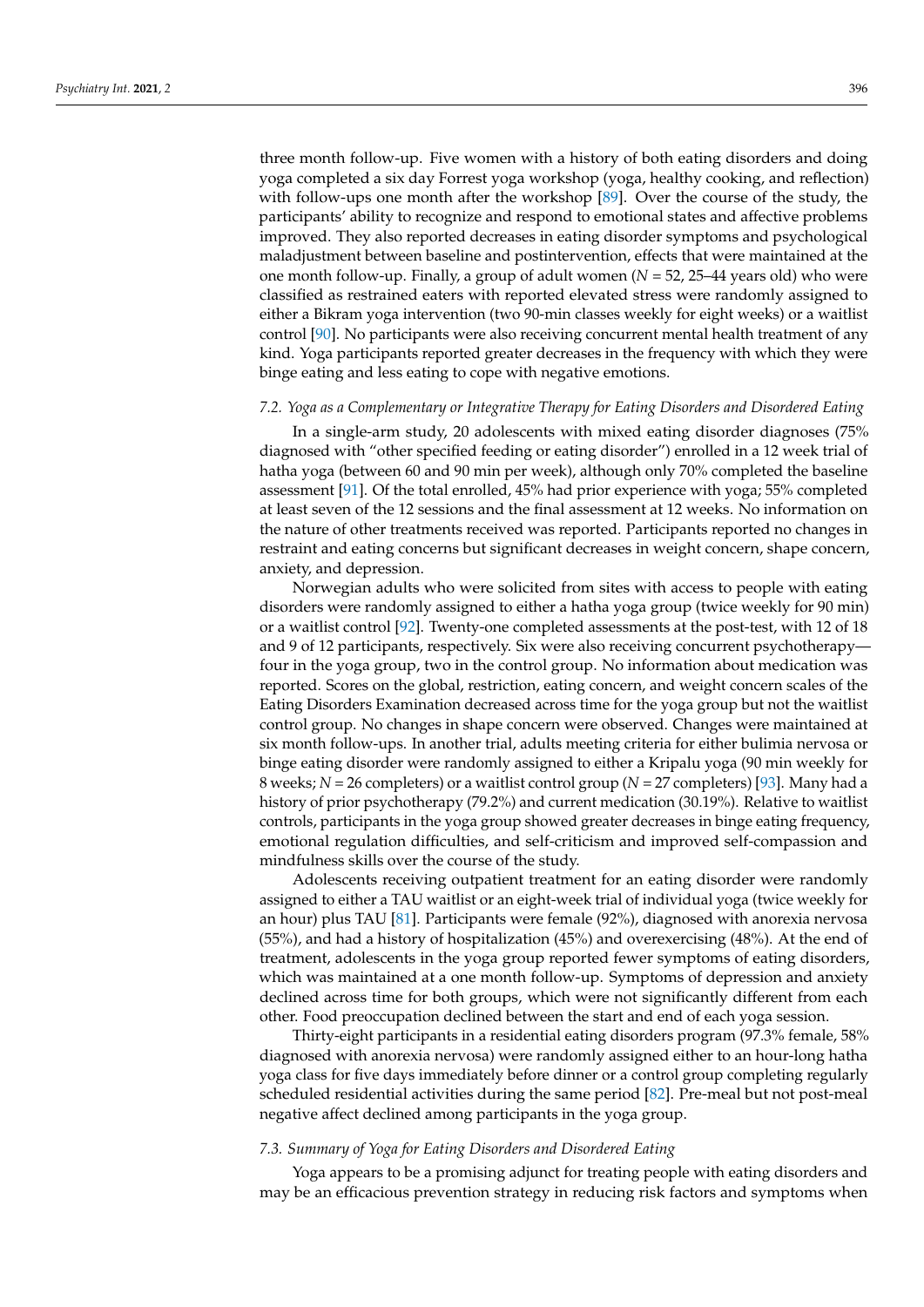three month follow-up. Five women with a history of both eating disorders and doing yoga completed a six day Forrest yoga workshop (yoga, healthy cooking, and reflection) with follow-ups one month after the workshop [89]. Over the course of the study, the participants' ability to recognize and respond to emotional states and affective problems improved. They also reported decreases in eating disorder symptoms and psychological maladjustment between baseline and postintervention, effects that were maintained at the one month follow-up. Finally, a group of adult women ($N = 52$, 25–44 years old) who were classified as restrained eaters with reported elevated stress were randomly assigned to either a Bikram yoga intervention (two 90-min classes weekly for eight weeks) or a waitlist control [90]. No participants were also receiving concurrent mental health treatment of any kind. Yoga participants reported greater decreases in the frequency with which they were binge eating and less eating to cope with negative emotions.

### 7.2. Yoga as a Complementary or Integrative Therapy for Eating Disorders and Disordered Eating

In a single-arm study, 20 adolescents with mixed eating disorder diagnoses (75% diagnosed with "other specified feeding or eating disorder") enrolled in a 12 week trial of hatha yoga (between 60 and 90 min per week), although only 70% completed the baseline assessment [91]. Of the total enrolled, 45% had prior experience with yoga; 55% completed at least seven of the 12 sessions and the final assessment at 12 weeks. No information on the nature of other treatments received was reported. Participants reported no changes in restraint and eating concerns but significant decreases in weight concern, shape concern, anxiety, and depression.

Norwegian adults who were solicited from sites with access to people with eating disorders were randomly assigned to either a hatha yoga group (twice weekly for 90 min) or a waitlist control [92]. Twenty-one completed assessments at the post-test, with 12 of 18 and 9 of 12 participants, respectively. Six were also receiving concurrent psychotherapy—four in the yoga group, two in the control group. No information about medication was reported. Scores on the global, restriction, eating concern, and weight concern scales of the Eating Disorders Examination decreased across time for the yoga group but not the waitlist control group. No changes in shape concern were observed. Changes were maintained at six month follow-ups. In another trial, adults meeting criteria for either bulimia nervosa or binge eating disorder were randomly assigned to either a Kripalu yoga (90 min weekly for 8 weeks; $N = 26$ completers) or a waitlist control group ($N = 27$ completers) [93]. Many had a history of prior psychotherapy (79.2%) and current medication (30.19%). Relative to waitlist controls, participants in the yoga group showed greater decreases in binge eating frequency, emotional regulation difficulties, and self-criticism and improved self-compassion and mindfulness skills over the course of the study.

Adolescents receiving outpatient treatment for an eating disorder were randomly assigned to either a TAU waitlist or an eight-week trial of individual yoga (twice weekly for an hour) plus TAU [81]. Participants were female (92%), diagnosed with anorexia nervosa (55%), and had a history of hospitalization (45%) and overexercising (48%). At the end of treatment, adolescents in the yoga group reported fewer symptoms of eating disorders, which was maintained at a one month follow-up. Symptoms of depression and anxiety declined across time for both groups, which were not significantly different from each other. Food preoccupation declined between the start and end of each yoga session.

Thirty-eight participants in a residential eating disorders program (97.3% female, 58% diagnosed with anorexia nervosa) were randomly assigned either to an hour-long hatha yoga class for five days immediately before dinner or a control group completing regularly scheduled residential activities during the same period [82]. Pre-meal but not post-meal negative affect declined among participants in the yoga group.

### 7.3. Summary of Yoga for Eating Disorders and Disordered Eating

Yoga appears to be a promising adjunct for treating people with eating disorders and may be an efficacious prevention strategy in reducing risk factors and symptoms when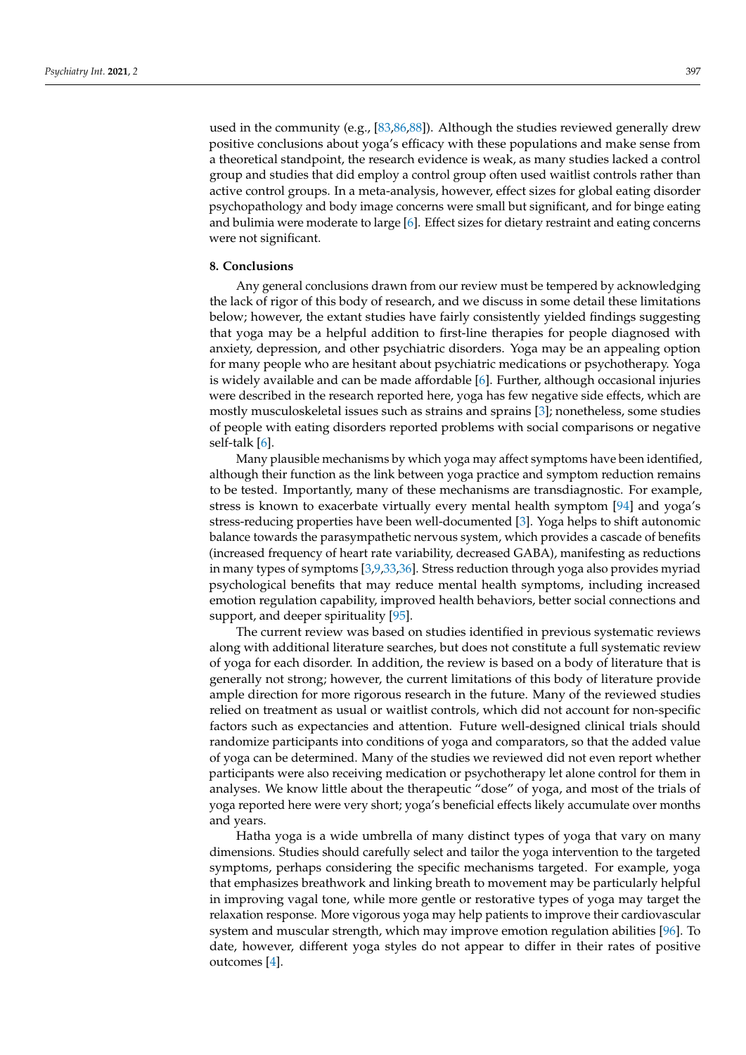used in the community (e.g., [83,86,88]). Although the studies reviewed generally drew positive conclusions about yoga's efficacy with these populations and make sense from a theoretical standpoint, the research evidence is weak, as many studies lacked a control group and studies that did employ a control group often used waitlist controls rather than active control groups. In a meta-analysis, however, effect sizes for global eating disorder psychopathology and body image concerns were small but significant, and for binge eating and bulimia were moderate to large [6]. Effect sizes for dietary restraint and eating concerns were not significant.

## 8. Conclusions

Any general conclusions drawn from our review must be tempered by acknowledging the lack of rigor of this body of research, and we discuss in some detail these limitations below; however, the extant studies have fairly consistently yielded findings suggesting that yoga may be a helpful addition to first-line therapies for people diagnosed with anxiety, depression, and other psychiatric disorders. Yoga may be an appealing option for many people who are hesitant about psychiatric medications or psychotherapy. Yoga is widely available and can be made affordable [6]. Further, although occasional injuries were described in the research reported here, yoga has few negative side effects, which are mostly musculoskeletal issues such as strains and sprains [3]; nonetheless, some studies of people with eating disorders reported problems with social comparisons or negative self-talk [6].

Many plausible mechanisms by which yoga may affect symptoms have been identified, although their function as the link between yoga practice and symptom reduction remains to be tested. Importantly, many of these mechanisms are transdiagnostic. For example, stress is known to exacerbate virtually every mental health symptom [94] and yoga's stress-reducing properties have been well-documented [3]. Yoga helps to shift autonomic balance towards the parasympathetic nervous system, which provides a cascade of benefits (increased frequency of heart rate variability, decreased GABA), manifesting as reductions in many types of symptoms [3,9,33,36]. Stress reduction through yoga also provides myriad psychological benefits that may reduce mental health symptoms, including increased emotion regulation capability, improved health behaviors, better social connections and support, and deeper spirituality [95].

The current review was based on studies identified in previous systematic reviews along with additional literature searches, but does not constitute a full systematic review of yoga for each disorder. In addition, the review is based on a body of literature that is generally not strong; however, the current limitations of this body of literature provide ample direction for more rigorous research in the future. Many of the reviewed studies relied on treatment as usual or waitlist controls, which did not account for non-specific factors such as expectancies and attention. Future well-designed clinical trials should randomize participants into conditions of yoga and comparators, so that the added value of yoga can be determined. Many of the studies we reviewed did not even report whether participants were also receiving medication or psychotherapy let alone control for them in analyses. We know little about the therapeutic "dose" of yoga, and most of the trials of yoga reported here were very short; yoga's beneficial effects likely accumulate over months and years.

Hatha yoga is a wide umbrella of many distinct types of yoga that vary on many dimensions. Studies should carefully select and tailor the yoga intervention to the targeted symptoms, perhaps considering the specific mechanisms targeted. For example, yoga that emphasizes breathwork and linking breath to movement may be particularly helpful in improving vagal tone, while more gentle or restorative types of yoga may target the relaxation response. More vigorous yoga may help patients to improve their cardiovascular system and muscular strength, which may improve emotion regulation abilities [96]. To date, however, different yoga styles do not appear to differ in their rates of positive outcomes [4].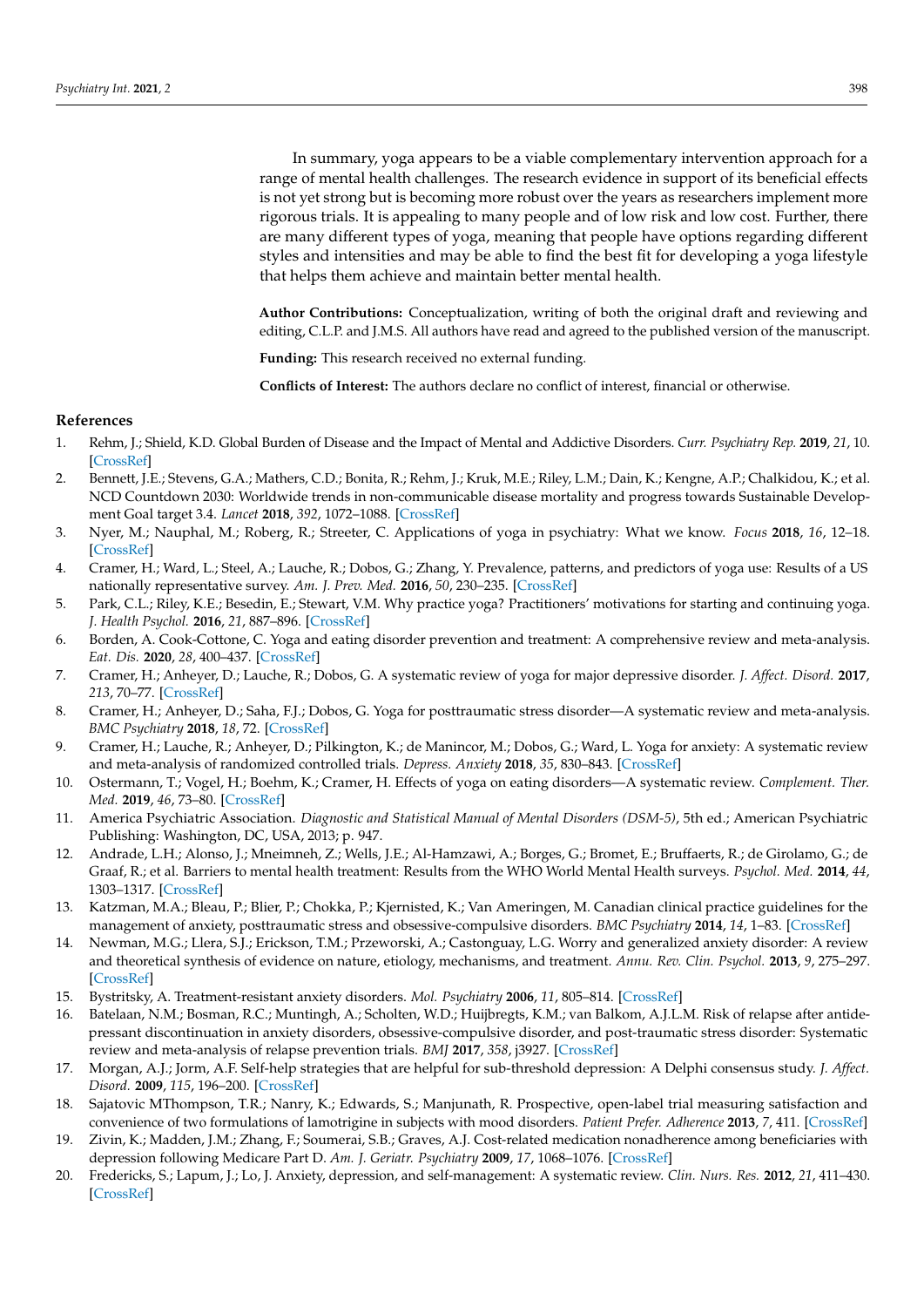In summary, yoga appears to be a viable complementary intervention approach for a range of mental health challenges. The research evidence in support of its beneficial effects is not yet strong but is becoming more robust over the years as researchers implement more rigorous trials. It is appealing to many people and of low risk and low cost. Further, there are many different types of yoga, meaning that people have options regarding different styles and intensities and may be able to find the best fit for developing a yoga lifestyle that helps them achieve and maintain better mental health.

**Author Contributions:** Conceptualization, writing of both the original draft and reviewing and editing, C.L.P. and J.M.S. All authors have read and agreed to the published version of the manuscript.

**Funding:** This research received no external funding.

**Conflicts of Interest:** The authors declare no conflict of interest, financial or otherwise.

## References

1. Rehm, J.; Shield, K.D. Global Burden of Disease and the Impact of Mental and Addictive Disorders. *Curr. Psychiatry Rep.* **2019**, *21*, 10. [CrossRef]
2. Bennett, J.E.; Stevens, G.A.; Mathers, C.D.; Bonita, R.; Rehm, J.; Kruk, M.E.; Riley, L.M.; Dain, K.; Kengne, A.P.; Chalkidou, K.; et al. NCD Countdown 2030: Worldwide trends in non-communicable disease mortality and progress towards Sustainable Development Goal target 3.4. *Lancet* **2018**, *392*, 1072–1088. [CrossRef]
3. Nyer, M.; Nauphal, M.; Roberg, R.; Streeter, C. Applications of yoga in psychiatry: What we know. *Focus* **2018**, *16*, 12–18. [CrossRef]
4. Cramer, H.; Ward, L.; Steel, A.; Lauche, R.; Dobos, G.; Zhang, Y. Prevalence, patterns, and predictors of yoga use: Results of a US nationally representative survey. *Am. J. Prev. Med.* **2016**, *50*, 230–235. [CrossRef]
5. Park, C.L.; Riley, K.E.; Besedin, E.; Stewart, V.M. Why practice yoga? Practitioners' motivations for starting and continuing yoga. *J. Health Psychol.* **2016**, *21*, 887–896. [CrossRef]
6. Borden, A. Cook-Cottone, C. Yoga and eating disorder prevention and treatment: A comprehensive review and meta-analysis. *Eat. Dis.* **2020**, *28*, 400–437. [CrossRef]
7. Cramer, H.; Anheyer, D.; Lauche, R.; Dobos, G. A systematic review of yoga for major depressive disorder. *J. Affect. Disord.* **2017**, *213*, 70–77. [CrossRef]
8. Cramer, H.; Anheyer, D.; Saha, F.J.; Dobos, G. Yoga for posttraumatic stress disorder—A systematic review and meta-analysis. *BMC Psychiatry* **2018**, *18*, 72. [CrossRef]
9. Cramer, H.; Lauche, R.; Anheyer, D.; Pilkington, K.; de Manincor, M.; Dobos, G.; Ward, L. Yoga for anxiety: A systematic review and meta-analysis of randomized controlled trials. *Depress. Anxiety* **2018**, *35*, 830–843. [CrossRef]
10. Ostermann, T.; Vogel, H.; Boehm, K.; Cramer, H. Effects of yoga on eating disorders—A systematic review. *Complement. Ther. Med.* **2019**, *46*, 73–80. [CrossRef]
11. America Psychiatric Association. *Diagnostic and Statistical Manual of Mental Disorders (DSM-5)*, 5th ed.; American Psychiatric Publishing: Washington, DC, USA, 2013; p. 947.
12. Andrade, L.H.; Alonso, J.; Mneimneh, Z.; Wells, J.E.; Al-Hamzawi, A.; Borges, G.; Bromet, E.; Bruffaerts, R.; de Girolamo, G.; de Graaf, R.; et al. Barriers to mental health treatment: Results from the WHO World Mental Health surveys. *Psychol. Med.* **2014**, *44*, 1303–1317. [CrossRef]
13. Katzman, M.A.; Bleau, P.; Blier, P.; Chokka, P.; Kjernisted, K.; Van Ameringen, M. Canadian clinical practice guidelines for the management of anxiety, posttraumatic stress and obsessive-compulsive disorders. *BMC Psychiatry* **2014**, *14*, 1–83. [CrossRef]
14. Newman, M.G.; Llera, S.J.; Erickson, T.M.; Przeworski, A.; Castonguay, L.G. Worry and generalized anxiety disorder: A review and theoretical synthesis of evidence on nature, etiology, mechanisms, and treatment. *Annu. Rev. Clin. Psychol.* **2013**, *9*, 275–297. [CrossRef]
15. Bystritsky, A. Treatment-resistant anxiety disorders. *Mol. Psychiatry* **2006**, *11*, 805–814. [CrossRef]
16. Batelaan, N.M.; Bosman, R.C.; Muntingh, A.; Scholten, W.D.; Huijbregts, K.M.; van Balkom, A.J.L.M. Risk of relapse after antidepressant discontinuation in anxiety disorders, obsessive-compulsive disorder, and post-traumatic stress disorder: Systematic review and meta-analysis of relapse prevention trials. *BMJ* **2017**, *358*, j3927. [CrossRef]
17. Morgan, A.J.; Jorm, A.F. Self-help strategies that are helpful for sub-threshold depression: A Delphi consensus study. *J. Affect. Disord.* **2009**, *115*, 196–200. [CrossRef]
18. Sajatovic MThompson, T.R.; Nanry, K.; Edwards, S.; Manjunath, R. Prospective, open-label trial measuring satisfaction and convenience of two formulations of lamotrigine in subjects with mood disorders. *Patient Prefer. Adherence* **2013**, *7*, 411. [CrossRef]
19. Zivin, K.; Madden, J.M.; Zhang, F.; Soumerai, S.B.; Graves, A.J. Cost-related medication nonadherence among beneficiaries with depression following Medicare Part D. *Am. J. Geriatr. Psychiatry* **2009**, *17*, 1068–1076. [CrossRef]
20. Fredericks, S.; Lapum, J.; Lo, J. Anxiety, depression, and self-management: A systematic review. *Clin. Nurs. Res.* **2012**, *21*, 411–430. [CrossRef]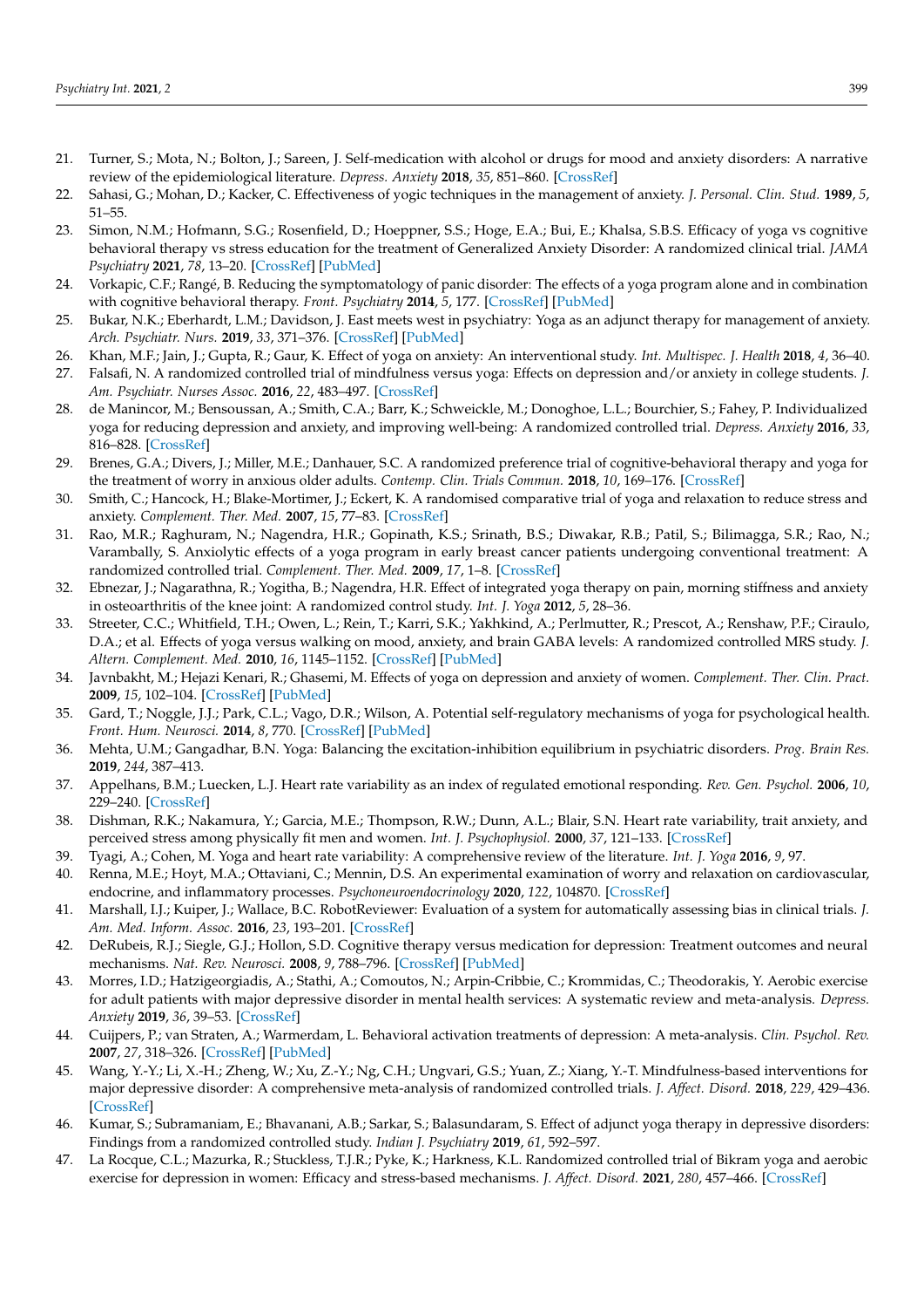21. Turner, S.; Mota, N.; Bolton, J.; Sareen, J. Self-medication with alcohol or drugs for mood and anxiety disorders: A narrative review of the epidemiological literature. *Depress. Anxiety* **2018**, *35*, 851–860. [CrossRef]
22. Sahasi, G.; Mohan, D.; Kacker, C. Effectiveness of yogic techniques in the management of anxiety. *J. Personal. Clin. Stud.* **1989**, *5*, 51–55.
23. Simon, N.M.; Hofmann, S.G.; Rosenfield, D.; Hoeppner, S.S.; Hoge, E.A.; Bui, E.; Khalsa, S.B.S. Efficacy of yoga vs cognitive behavioral therapy vs stress education for the treatment of Generalized Anxiety Disorder: A randomized clinical trial. *JAMA Psychiatry* **2021**, *78*, 13–20. [CrossRef] [PubMed]
24. Vorkapic, C.F.; Rangé, B. Reducing the symptomatology of panic disorder: The effects of a yoga program alone and in combination with cognitive behavioral therapy. *Front. Psychiatry* **2014**, *5*, 177. [CrossRef] [PubMed]
25. Bukar, N.K.; Eberhardt, L.M.; Davidson, J. East meets west in psychiatry: Yoga as an adjunct therapy for management of anxiety. *Arch. Psychiatr. Nurs.* **2019**, *33*, 371–376. [CrossRef] [PubMed]
26. Khan, M.F.; Jain, J.; Gupta, R.; Gaur, K. Effect of yoga on anxiety: An interventional study. *Int. Multispec. J. Health* **2018**, *4*, 36–40.
27. Falsafi, N. A randomized controlled trial of mindfulness versus yoga: Effects on depression and/or anxiety in college students. *J. Am. Psychiatr. Nurses Assoc.* **2016**, *22*, 483–497. [CrossRef]
28. de Manincor, M.; Bensoussan, A.; Smith, C.A.; Barr, K.; Schweickle, M.; Donoghoe, L.L.; Bourchier, S.; Fahey, P. Individualized yoga for reducing depression and anxiety, and improving well-being: A randomized controlled trial. *Depress. Anxiety* **2016**, *33*, 816–828. [CrossRef]
29. Brenes, G.A.; Divers, J.; Miller, M.E.; Danhauer, S.C. A randomized preference trial of cognitive-behavioral therapy and yoga for the treatment of worry in anxious older adults. *Contemp. Clin. Trials Commun.* **2018**, *10*, 169–176. [CrossRef]
30. Smith, C.; Hancock, H.; Blake-Mortimer, J.; Eckert, K. A randomised comparative trial of yoga and relaxation to reduce stress and anxiety. *Complement. Ther. Med.* **2007**, *15*, 77–83. [CrossRef]
31. Rao, M.R.; Raghuram, N.; Nagendra, H.R.; Gopinath, K.S.; Srinath, B.S.; Diwakar, R.B.; Patil, S.; Bilimagga, S.R.; Rao, N.; Varambally, S. Anxiolytic effects of a yoga program in early breast cancer patients undergoing conventional treatment: A randomized controlled trial. *Complement. Ther. Med.* **2009**, *17*, 1–8. [CrossRef]
32. Ebnezar, J.; Nagarathna, R.; Yogitha, B.; Nagendra, H.R. Effect of integrated yoga therapy on pain, morning stiffness and anxiety in osteoarthritis of the knee joint: A randomized control study. *Int. J. Yoga* **2012**, *5*, 28–36.
33. Streeter, C.C.; Whitfield, T.H.; Owen, L.; Rein, T.; Karri, S.K.; Yakhkind, A.; Perlmutter, R.; Prescot, A.; Renshaw, P.F.; Ciraulo, D.A.; et al. Effects of yoga versus walking on mood, anxiety, and brain GABA levels: A randomized controlled MRS study. *J. Altern. Complement. Med.* **2010**, *16*, 1145–1152. [CrossRef] [PubMed]
34. Javnbakht, M.; Hejazi Kenari, R.; Ghasemi, M. Effects of yoga on depression and anxiety of women. *Complement. Ther. Clin. Pract.* **2009**, *15*, 102–104. [CrossRef] [PubMed]
35. Gard, T.; Noggle, J.J.; Park, C.L.; Vago, D.R.; Wilson, A. Potential self-regulatory mechanisms of yoga for psychological health. *Front. Hum. Neurosci.* **2014**, *8*, 770. [CrossRef] [PubMed]
36. Mehta, U.M.; Gangadhar, B.N. Yoga: Balancing the excitation-inhibition equilibrium in psychiatric disorders. *Prog. Brain Res.* **2019**, *244*, 387–413.
37. Appelhans, B.M.; Luecken, L.J. Heart rate variability as an index of regulated emotional responding. *Rev. Gen. Psychol.* **2006**, *10*, 229–240. [CrossRef]
38. Dishman, R.K.; Nakamura, Y.; Garcia, M.E.; Thompson, R.W.; Dunn, A.L.; Blair, S.N. Heart rate variability, trait anxiety, and perceived stress among physically fit men and women. *Int. J. Psychophysiol.* **2000**, *37*, 121–133. [CrossRef]
39. Tyagi, A.; Cohen, M. Yoga and heart rate variability: A comprehensive review of the literature. *Int. J. Yoga* **2016**, *9*, 97.
40. Renna, M.E.; Hoyt, M.A.; Ottaviani, C.; Mennin, D.S. An experimental examination of worry and relaxation on cardiovascular, endocrine, and inflammatory processes. *Psychoneuroendocrinology* **2020**, *122*, 104870. [CrossRef]
41. Marshall, I.J.; Kuiper, J.; Wallace, B.C. RobotReviewer: Evaluation of a system for automatically assessing bias in clinical trials. *J. Am. Med. Inform. Assoc.* **2016**, *23*, 193–201. [CrossRef]
42. DeRubeis, R.J.; Siegle, G.J.; Hollon, S.D. Cognitive therapy versus medication for depression: Treatment outcomes and neural mechanisms. *Nat. Rev. Neurosci.* **2008**, *9*, 788–796. [CrossRef] [PubMed]
43. Morres, I.D.; Hatzigeorgiadis, A.; Stathi, A.; Comoutos, N.; Arpin-Cribbie, C.; Krommidas, C.; Theodorakis, Y. Aerobic exercise for adult patients with major depressive disorder in mental health services: A systematic review and meta-analysis. *Depress. Anxiety* **2019**, *36*, 39–53. [CrossRef]
44. Cuijpers, P.; van Straten, A.; Warmerdam, L. Behavioral activation treatments of depression: A meta-analysis. *Clin. Psychol. Rev.* **2007**, *27*, 318–326. [CrossRef] [PubMed]
45. Wang, Y.-Y.; Li, X.-H.; Zheng, W.; Xu, Z.-Y.; Ng, C.H.; Ungvari, G.S.; Yuan, Z.; Xiang, Y.-T. Mindfulness-based interventions for major depressive disorder: A comprehensive meta-analysis of randomized controlled trials. *J. Affect. Disord.* **2018**, *229*, 429–436. [CrossRef]
46. Kumar, S.; Subramaniam, E.; Bhavanani, A.B.; Sarkar, S.; Balasundaram, S. Effect of adjunct yoga therapy in depressive disorders: Findings from a randomized controlled study. *Indian J. Psychiatry* **2019**, *61*, 592–597.
47. La Rocque, C.L.; Mazurka, R.; Stuckless, T.J.R.; Pyke, K.; Harkness, K.L. Randomized controlled trial of Bikram yoga and aerobic exercise for depression in women: Efficacy and stress-based mechanisms. *J. Affect. Disord.* **2021**, *280*, 457–466. [CrossRef]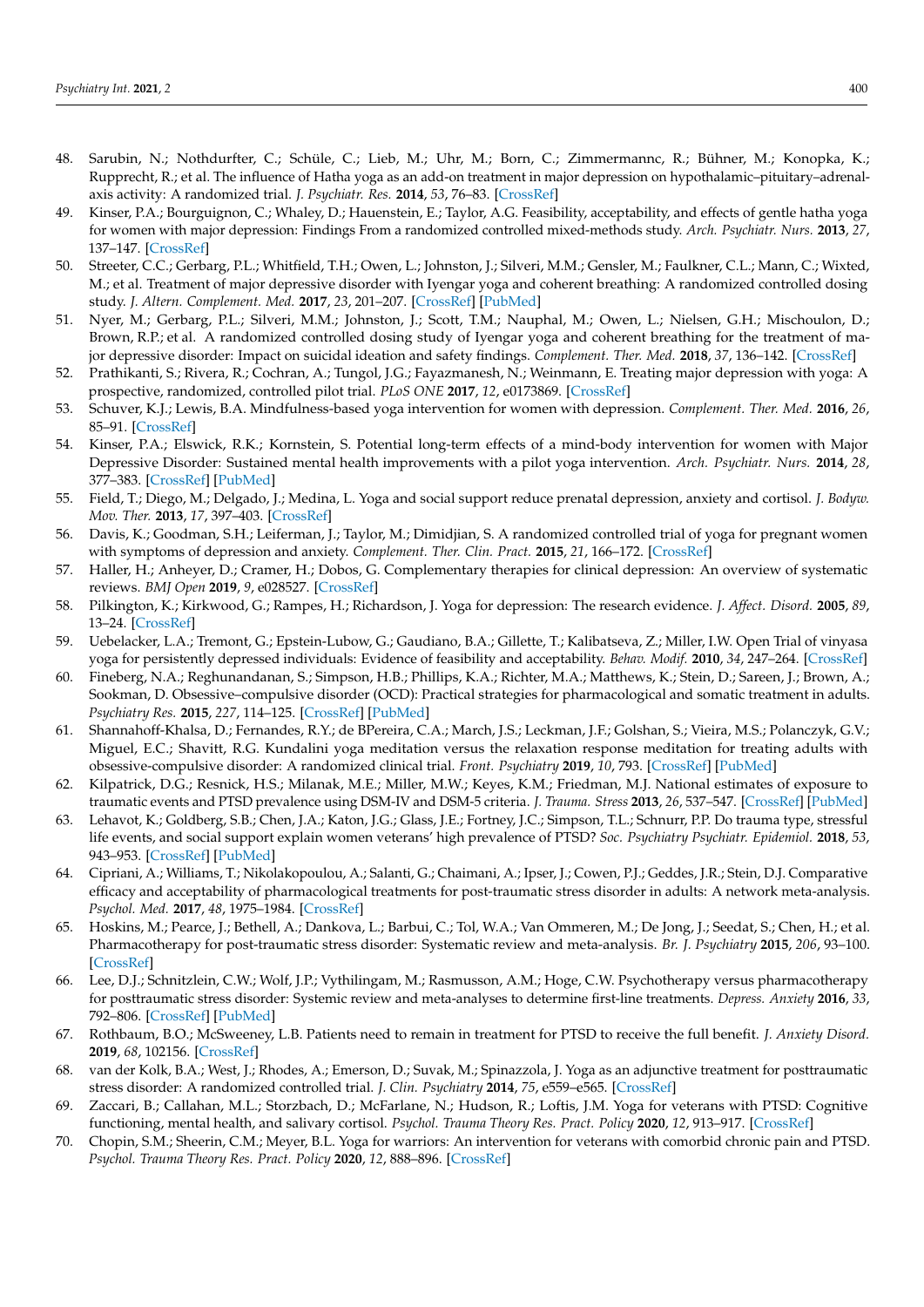48. Sarubin, N.; Nothdurfter, C.; Schüle, C.; Lieb, M.; Uhr, M.; Born, C.; Zimmermannc, R.; Bühner, M.; Konopka, K.; Rupprecht, R.; et al. The influence of Hatha yoga as an add-on treatment in major depression on hypothalamic–pituitary–adrenal-axis activity: A randomized trial. *J. Psychiatr. Res.* **2014**, *53*, 76–83. [CrossRef]
49. Kinser, P.A.; Bourguignon, C.; Whaley, D.; Hauenstein, E.; Taylor, A.G. Feasibility, acceptability, and effects of gentle hatha yoga for women with major depression: Findings From a randomized controlled mixed-methods study. *Arch. Psychiatr. Nurs.* **2013**, *27*, 137–147. [CrossRef]
50. Streeter, C.C.; Gerbarg, P.L.; Whitfield, T.H.; Owen, L.; Johnston, J.; Silveri, M.M.; Gensler, M.; Faulkner, C.L.; Mann, C.; Wixted, M.; et al. Treatment of major depressive disorder with Iyengar yoga and coherent breathing: A randomized controlled dosing study. *J. Altern. Complement. Med.* **2017**, *23*, 201–207. [CrossRef] [PubMed]
51. Nyer, M.; Gerbarg, P.L.; Silveri, M.M.; Johnston, J.; Scott, T.M.; Nauphal, M.; Owen, L.; Nielsen, G.H.; Mischoulon, D.; Brown, R.P.; et al. A randomized controlled dosing study of Iyengar yoga and coherent breathing for the treatment of major depressive disorder: Impact on suicidal ideation and safety findings. *Complement. Ther. Med.* **2018**, *37*, 136–142. [CrossRef]
52. Prathikanti, S.; Rivera, R.; Cochran, A.; Tungol, J.G.; Fayazmanesh, N.; Weinmann, E. Treating major depression with yoga: A prospective, randomized, controlled pilot trial. *PLoS ONE* **2017**, *12*, e0173869. [CrossRef]
53. Schuver, K.J.; Lewis, B.A. Mindfulness-based yoga intervention for women with depression. *Complement. Ther. Med.* **2016**, *26*, 85–91. [CrossRef]
54. Kinser, P.A.; Elswick, R.K.; Kornstein, S. Potential long-term effects of a mind-body intervention for women with Major Depressive Disorder: Sustained mental health improvements with a pilot yoga intervention. *Arch. Psychiatr. Nurs.* **2014**, *28*, 377–383. [CrossRef] [PubMed]
55. Field, T.; Diego, M.; Delgado, J.; Medina, L. Yoga and social support reduce prenatal depression, anxiety and cortisol. *J. Bodyw. Mov. Ther.* **2013**, *17*, 397–403. [CrossRef]
56. Davis, K.; Goodman, S.H.; Leiferman, J.; Taylor, M.; Dimidjian, S. A randomized controlled trial of yoga for pregnant women with symptoms of depression and anxiety. *Complement. Ther. Clin. Pract.* **2015**, *21*, 166–172. [CrossRef]
57. Haller, H.; Anheyer, D.; Cramer, H.; Dobos, G. Complementary therapies for clinical depression: An overview of systematic reviews. *BMJ Open* **2019**, *9*, e028527. [CrossRef]
58. Pilkington, K.; Kirkwood, G.; Rampes, H.; Richardson, J. Yoga for depression: The research evidence. *J. Affect. Disord.* **2005**, *89*, 13–24. [CrossRef]
59. Uebelacker, L.A.; Tremont, G.; Epstein-Lubow, G.; Gaudiano, B.A.; Gillette, T.; Kalibatseva, Z.; Miller, I.W. Open Trial of vinyasa yoga for persistently depressed individuals: Evidence of feasibility and acceptability. *Behav. Modif.* **2010**, *34*, 247–264. [CrossRef]
60. Fineberg, N.A.; Reghunandanan, S.; Simpson, H.B.; Phillips, K.A.; Richter, M.A.; Matthews, K.; Stein, D.; Sareen, J.; Brown, A.; Sookman, D. Obsessive–compulsive disorder (OCD): Practical strategies for pharmacological and somatic treatment in adults. *Psychiatry Res.* **2015**, *227*, 114–125. [CrossRef] [PubMed]
61. Shannahoff-Khalsa, D.; Fernandes, R.Y.; de BPereira, C.A.; March, J.S.; Leckman, J.F.; Golshan, S.; Vieira, M.S.; Polanczyk, G.V.; Miguel, E.C.; Shavitt, R.G. Kundalini yoga meditation versus the relaxation response meditation for treating adults with obsessive-compulsive disorder: A randomized clinical trial. *Front. Psychiatry* **2019**, *10*, 793. [CrossRef] [PubMed]
62. Kilpatrick, D.G.; Resnick, H.S.; Milanak, M.E.; Miller, M.W.; Keyes, K.M.; Friedman, M.J. National estimates of exposure to traumatic events and PTSD prevalence using DSM-IV and DSM-5 criteria. *J. Trauma. Stress* **2013**, *26*, 537–547. [CrossRef] [PubMed]
63. Lehavot, K.; Goldberg, S.B.; Chen, J.A.; Katon, J.G.; Glass, J.E.; Fortney, J.C.; Simpson, T.L.; Schnurr, P.P. Do trauma type, stressful life events, and social support explain women veterans' high prevalence of PTSD? *Soc. Psychiatry Psychiatr. Epidemiol.* **2018**, *53*, 943–953. [CrossRef] [PubMed]
64. Cipriani, A.; Williams, T.; Nikolakopoulou, A.; Salanti, G.; Chaimani, A.; Ipser, J.; Cowen, P.J.; Geddes, J.R.; Stein, D.J. Comparative efficacy and acceptability of pharmacological treatments for post-traumatic stress disorder in adults: A network meta-analysis. *Psychol. Med.* **2017**, *48*, 1975–1984. [CrossRef]
65. Hoskins, M.; Pearce, J.; Bethell, A.; Dankova, L.; Barbui, C.; Tol, W.A.; Van Ommeren, M.; De Jong, J.; Seedat, S.; Chen, H.; et al. Pharmacotherapy for post-traumatic stress disorder: Systematic review and meta-analysis. *Br. J. Psychiatry* **2015**, *206*, 93–100. [CrossRef]
66. Lee, D.J.; Schnitzlein, C.W.; Wolf, J.P.; Vythilingam, M.; Rasmusson, A.M.; Hoge, C.W. Psychotherapy versus pharmacotherapy for posttraumatic stress disorder: Systemic review and meta-analyses to determine first-line treatments. *Depress. Anxiety* **2016**, *33*, 792–806. [CrossRef] [PubMed]
67. Rothbaum, B.O.; McSweeney, L.B. Patients need to remain in treatment for PTSD to receive the full benefit. *J. Anxiety Disord.* **2019**, *68*, 102156. [CrossRef]
68. van der Kolk, B.A.; West, J.; Rhodes, A.; Emerson, D.; Suvak, M.; Spinazzola, J. Yoga as an adjunctive treatment for posttraumatic stress disorder: A randomized controlled trial. *J. Clin. Psychiatry* **2014**, *75*, e559–e565. [CrossRef]
69. Zaccari, B.; Callahan, M.L.; Storzbach, D.; McFarlane, N.; Hudson, R.; Loftis, J.M. Yoga for veterans with PTSD: Cognitive functioning, mental health, and salivary cortisol. *Psychol. Trauma Theory Res. Pract. Policy* **2020**, *12*, 913–917. [CrossRef]
70. Chopin, S.M.; Sheerin, C.M.; Meyer, B.L. Yoga for warriors: An intervention for veterans with comorbid chronic pain and PTSD. *Psychol. Trauma Theory Res. Pract. Policy* **2020**, *12*, 888–896. [CrossRef]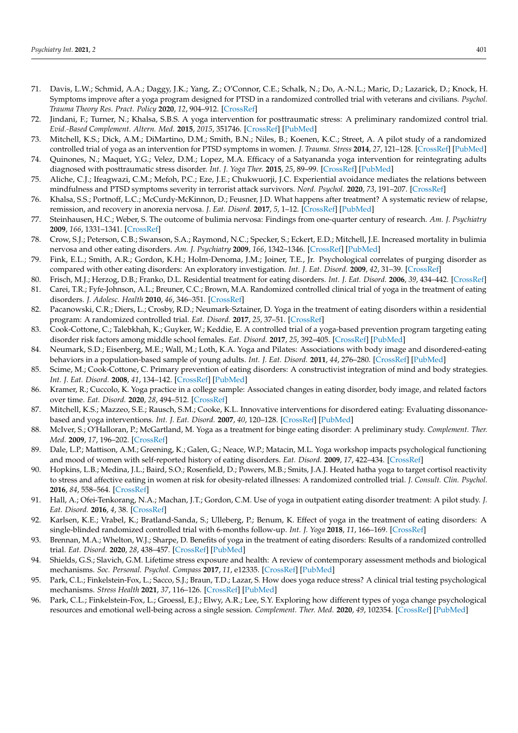71. Davis, L.W.; Schmid, A.A.; Daggy, J.K.; Yang, Z.; O'Connor, C.E.; Schalk, N.; Do, A.-N.L.; Maric, D.; Lazarick, D.; Knock, H. Symptoms improve after a yoga program designed for PTSD in a randomized controlled trial with veterans and civilians. *Psychol. Trauma Theory Res. Pract. Policy* **2020**, *12*, 904–912. [CrossRef]
72. Jindani, F.; Turner, N.; Khalsa, S.B.S. A yoga intervention for posttraumatic stress: A preliminary randomized control trial. *Evid.-Based Complement. Altern. Med.* **2015**, *2015*, 351746. [CrossRef] [PubMed]
73. Mitchell, K.S.; Dick, A.M.; DiMartino, D.M.; Smith, B.N.; Niles, B.; Koenen, K.C.; Street, A. A pilot study of a randomized controlled trial of yoga as an intervention for PTSD symptoms in women. *J. Trauma. Stress* **2014**, *27*, 121–128. [CrossRef] [PubMed]
74. Quinones, N.; Maquet, Y.G.; Velez, D.M.; Lopez, M.A. Efficacy of a Satyananda yoga intervention for reintegrating adults diagnosed with posttraumatic stress disorder. *Int. J. Yoga Ther.* **2015**, *25*, 89–99. [CrossRef] [PubMed]
75. Aliche, C.J.; Ifeagwazi, C.M.; Mefoh, P.C.; Eze, J.E.; Chukwuorji, J.C. Experiential avoidance mediates the relations between mindfulness and PTSD symptoms severity in terrorist attack survivors. *Nord. Psychol.* **2020**, *73*, 191–207. [CrossRef]
76. Khalsa, S.S.; Portnoff, L.C.; McCurdy-McKinnon, D.; Feusner, J.D. What happens after treatment? A systematic review of relapse, remission, and recovery in anorexia nervosa. *J. Eat. Disord.* **2017**, *5*, 1–12. [CrossRef] [PubMed]
77. Steinhausen, H.C.; Weber, S. The outcome of bulimia nervosa: Findings from one-quarter century of research. *Am. J. Psychiatry* **2009**, *166*, 1331–1341. [CrossRef]
78. Crow, S.J.; Peterson, C.B.; Swanson, S.A.; Raymond, N.C.; Specker, S.; Eckert, E.D.; Mitchell, J.E. Increased mortality in bulimia nervosa and other eating disorders. *Am. J. Psychiatry* **2009**, *166*, 1342–1346. [CrossRef] [PubMed]
79. Fink, E.L.; Smith, A.R.; Gordon, K.H.; Holm-Denoma, J.M.; Joiner, T.E., Jr. Psychological correlates of purging disorder as compared with other eating disorders: An exploratory investigation. *Int. J. Eat. Disord.* **2009**, *42*, 31–39. [CrossRef]
80. Frisch, M.J.; Herzog, D.B.; Franko, D.L. Residential treatment for eating disorders. *Int. J. Eat. Disord.* **2006**, *39*, 434–442. [CrossRef]
81. Carei, T.R.; Fyfe-Johnson, A.L.; Breuner, C.C.; Brown, M.A. Randomized controlled clinical trial of yoga in the treatment of eating disorders. *J. Adolesc. Health* **2010**, *46*, 346–351. [CrossRef]
82. Pacanowski, C.R.; Diers, L.; Crosby, R.D.; Neumark-Sztainer, D. Yoga in the treatment of eating disorders within a residential program: A randomized controlled trial. *Eat. Disord.* **2017**, *25*, 37–51. [CrossRef]
83. Cook-Cottone, C.; Talebkhah, K.; Guyker, W.; Keddie, E. A controlled trial of a yoga-based prevention program targeting eating disorder risk factors among middle school females. *Eat. Disord.* **2017**, *25*, 392–405. [CrossRef] [PubMed]
84. Neumark, S.D.; Eisenberg, M.E.; Wall, M.; Loth, K.A. Yoga and Pilates: Associations with body image and disordered-eating behaviors in a population-based sample of young adults. *Int. J. Eat. Disord.* **2011**, *44*, 276–280. [CrossRef] [PubMed]
85. Scime, M.; Cook-Cottone, C. Primary prevention of eating disorders: A constructivist integration of mind and body strategies. *Int. J. Eat. Disord.* **2008**, *41*, 134–142. [CrossRef] [PubMed]
86. Kramer, R.; Cuccolo, K. Yoga practice in a college sample: Associated changes in eating disorder, body image, and related factors over time. *Eat. Disord.* **2020**, *28*, 494–512. [CrossRef]
87. Mitchell, K.S.; Mazzeo, S.E.; Rausch, S.M.; Cooke, K.L. Innovative interventions for disordered eating: Evaluating dissonance-based and yoga interventions. *Int. J. Eat. Disord.* **2007**, *40*, 120–128. [CrossRef] [PubMed]
88. McIver, S.; O'Halloran, P.; McGartland, M. Yoga as a treatment for binge eating disorder: A preliminary study. *Complement. Ther. Med.* **2009**, *17*, 196–202. [CrossRef]
89. Dale, L.P.; Mattison, A.M.; Greening, K.; Galen, G.; Neace, W.P.; Matacin, M.L. Yoga workshop impacts psychological functioning and mood of women with self-reported history of eating disorders. *Eat. Disord.* **2009**, *17*, 422–434. [CrossRef]
90. Hopkins, L.B.; Medina, J.L.; Baird, S.O.; Rosenfield, D.; Powers, M.B.; Smits, J.A.J. Heated hatha yoga to target cortisol reactivity to stress and affective eating in women at risk for obesity-related illnesses: A randomized controlled trial. *J. Consult. Clin. Psychol.* **2016**, *84*, 558–564. [CrossRef]
91. Hall, A.; Ofei-Tenkorang, N.A.; Machan, J.T.; Gordon, C.M. Use of yoga in outpatient eating disorder treatment: A pilot study. *J. Eat. Disord.* **2016**, *4*, 38. [CrossRef]
92. Karlsen, K.E.; Vrabel, K.; Bratland-Sanda, S.; Ulleberg, P.; Benum, K. Effect of yoga in the treatment of eating disorders: A single-blinded randomized controlled trial with 6-months follow-up. *Int. J. Yoga* **2018**, *11*, 166–169. [CrossRef]
93. Brennan, M.A.; Whelton, W.J.; Sharpe, D. Benefits of yoga in the treatment of eating disorders: Results of a randomized controlled trial. *Eat. Disord.* **2020**, *28*, 438–457. [CrossRef] [PubMed]
94. Shields, G.S.; Slavich, G.M. Lifetime stress exposure and health: A review of contemporary assessment methods and biological mechanisms. *Soc. Personal. Psychol. Compass* **2017**, *11*, e12335. [CrossRef] [PubMed]
95. Park, C.L.; Finkelstein-Fox, L.; Sacco, S.J.; Braun, T.D.; Lazar, S. How does yoga reduce stress? A clinical trial testing psychological mechanisms. *Stress Health* **2021**, *37*, 116–126. [CrossRef] [PubMed]
96. Park, C.L.; Finkelstein-Fox, L.; Groessl, E.J.; Elwy, A.R.; Lee, S.Y. Exploring how different types of yoga change psychological resources and emotional well-being across a single session. *Complement. Ther. Med.* **2020**, *49*, 102354. [CrossRef] [PubMed]